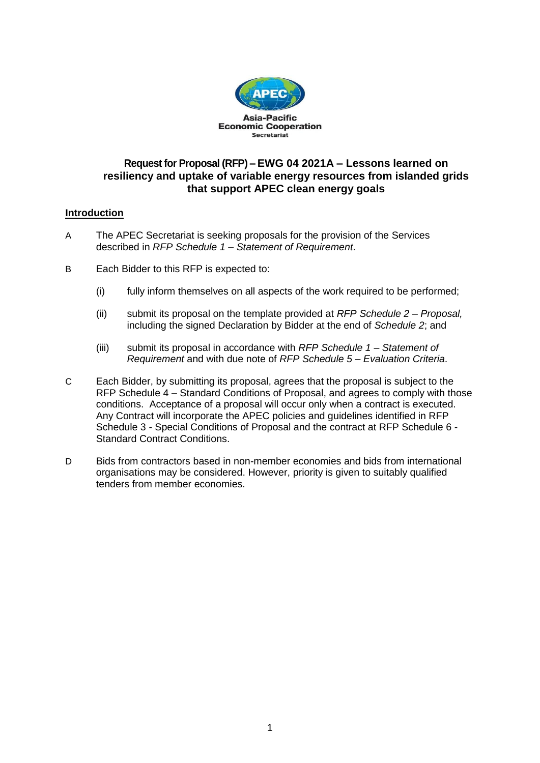Asia-Pacific
Economic Cooperation
Secretariat

# Request for Proposal (RFP) – EWG 04 2021A – Lessons learned on resiliency and uptake of variable energy resources from islanded grids that support APEC clean energy goals

## Introduction

A The APEC Secretariat is seeking proposals for the provision of the Services described in *RFP Schedule 1 – Statement of Requirement*.

B Each Bidder to this RFP is expected to:

(i) fully inform themselves on all aspects of the work required to be performed;

(ii) submit its proposal on the template provided at *RFP Schedule 2 – Proposal,* including the signed Declaration by Bidder at the end of *Schedule 2*; and

(iii) submit its proposal in accordance with *RFP Schedule 1 – Statement of Requirement* and with due note of *RFP Schedule 5 – Evaluation Criteria*.

C Each Bidder, by submitting its proposal, agrees that the proposal is subject to the RFP Schedule 4 – Standard Conditions of Proposal, and agrees to comply with those conditions. Acceptance of a proposal will occur only when a contract is executed. Any Contract will incorporate the APEC policies and guidelines identified in RFP Schedule 3 - Special Conditions of Proposal and the contract at RFP Schedule 6 - Standard Contract Conditions.

D Bids from contractors based in non-member economies and bids from international organisations may be considered. However, priority is given to suitably qualified tenders from member economies.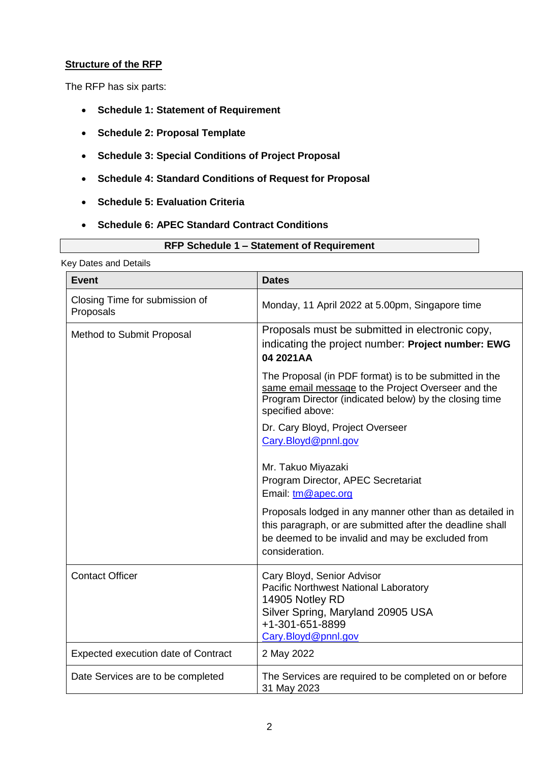## Structure of the RFP

The RFP has six parts:

- **Schedule 1: Statement of Requirement**
- **Schedule 2: Proposal Template**
- **Schedule 3: Special Conditions of Project Proposal**
- **Schedule 4: Standard Conditions of Request for Proposal**
- **Schedule 5: Evaluation Criteria**
- **Schedule 6: APEC Standard Contract Conditions**

## RFP Schedule 1 – Statement of Requirement

Key Dates and Details

| Event | Dates |
|---|---|
| Closing Time for submission of Proposals | Monday, 11 April 2022 at 5.00pm, Singapore time |
| Method to Submit Proposal | Proposals must be submitted in electronic copy, indicating the project number: **Project number: EWG 04 2021AA**<br><br>The Proposal (in PDF format) is to be submitted in the same email message to the Project Overseer and the Program Director (indicated below) by the closing time specified above:<br><br>Dr. Cary Bloyd, Project Overseer<br>Cary.Bloyd@pnnl.gov<br><br>Mr. Takuo Miyazaki<br>Program Director, APEC Secretariat<br>Email: tm@apec.org<br><br>Proposals lodged in any manner other than as detailed in this paragraph, or are submitted after the deadline shall be deemed to be invalid and may be excluded from consideration. |
| Contact Officer | Cary Bloyd, Senior Advisor<br>Pacific Northwest National Laboratory<br>14905 Notley RD<br>Silver Spring, Maryland 20905 USA<br>+1-301-651-8899<br>Cary.Bloyd@pnnl.gov |
| Expected execution date of Contract | 2 May 2022 |
| Date Services are to be completed | The Services are required to be completed on or before 31 May 2023 |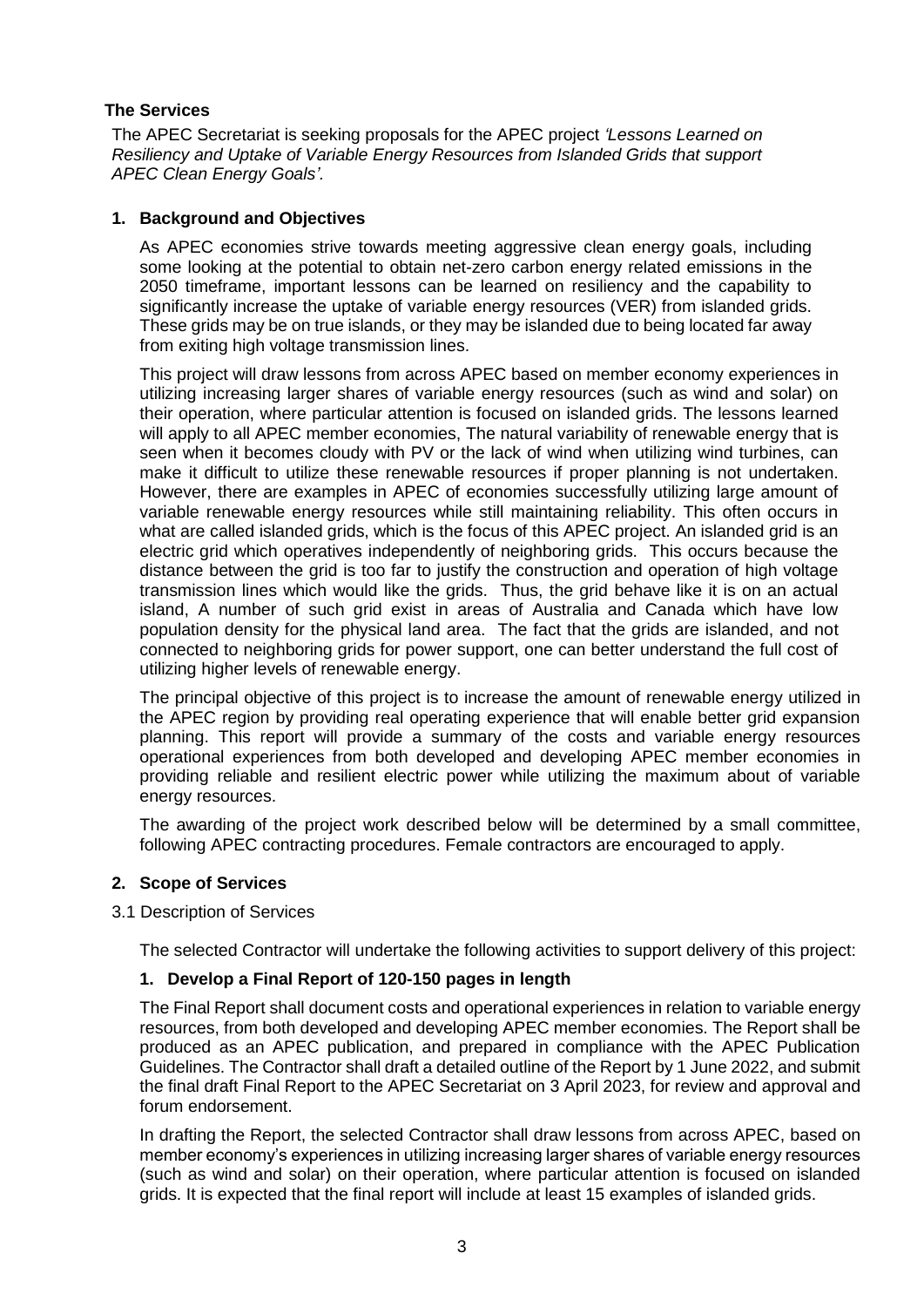**The Services**

The APEC Secretariat is seeking proposals for the APEC project *'Lessons Learned on Resiliency and Uptake of Variable Energy Resources from Islanded Grids that support APEC Clean Energy Goals'.*

## 1. Background and Objectives

As APEC economies strive towards meeting aggressive clean energy goals, including some looking at the potential to obtain net-zero carbon energy related emissions in the 2050 timeframe, important lessons can be learned on resiliency and the capability to significantly increase the uptake of variable energy resources (VER) from islanded grids. These grids may be on true islands, or they may be islanded due to being located far away from exiting high voltage transmission lines.

This project will draw lessons from across APEC based on member economy experiences in utilizing increasing larger shares of variable energy resources (such as wind and solar) on their operation, where particular attention is focused on islanded grids. The lessons learned will apply to all APEC member economies, The natural variability of renewable energy that is seen when it becomes cloudy with PV or the lack of wind when utilizing wind turbines, can make it difficult to utilize these renewable resources if proper planning is not undertaken. However, there are examples in APEC of economies successfully utilizing large amount of variable renewable energy resources while still maintaining reliability. This often occurs in what are called islanded grids, which is the focus of this APEC project. An islanded grid is an electric grid which operatives independently of neighboring grids. This occurs because the distance between the grid is too far to justify the construction and operation of high voltage transmission lines which would like the grids. Thus, the grid behave like it is on an actual island, A number of such grid exist in areas of Australia and Canada which have low population density for the physical land area. The fact that the grids are islanded, and not connected to neighboring grids for power support, one can better understand the full cost of utilizing higher levels of renewable energy.

The principal objective of this project is to increase the amount of renewable energy utilized in the APEC region by providing real operating experience that will enable better grid expansion planning. This report will provide a summary of the costs and variable energy resources operational experiences from both developed and developing APEC member economies in providing reliable and resilient electric power while utilizing the maximum about of variable energy resources.

The awarding of the project work described below will be determined by a small committee, following APEC contracting procedures. Female contractors are encouraged to apply.

## 2. Scope of Services

3.1 Description of Services

The selected Contractor will undertake the following activities to support delivery of this project:

### 1. Develop a Final Report of 120-150 pages in length

The Final Report shall document costs and operational experiences in relation to variable energy resources, from both developed and developing APEC member economies. The Report shall be produced as an APEC publication, and prepared in compliance with the APEC Publication Guidelines. The Contractor shall draft a detailed outline of the Report by 1 June 2022, and submit the final draft Final Report to the APEC Secretariat on 3 April 2023, for review and approval and forum endorsement.

In drafting the Report, the selected Contractor shall draw lessons from across APEC, based on member economy's experiences in utilizing increasing larger shares of variable energy resources (such as wind and solar) on their operation, where particular attention is focused on islanded grids. It is expected that the final report will include at least 15 examples of islanded grids.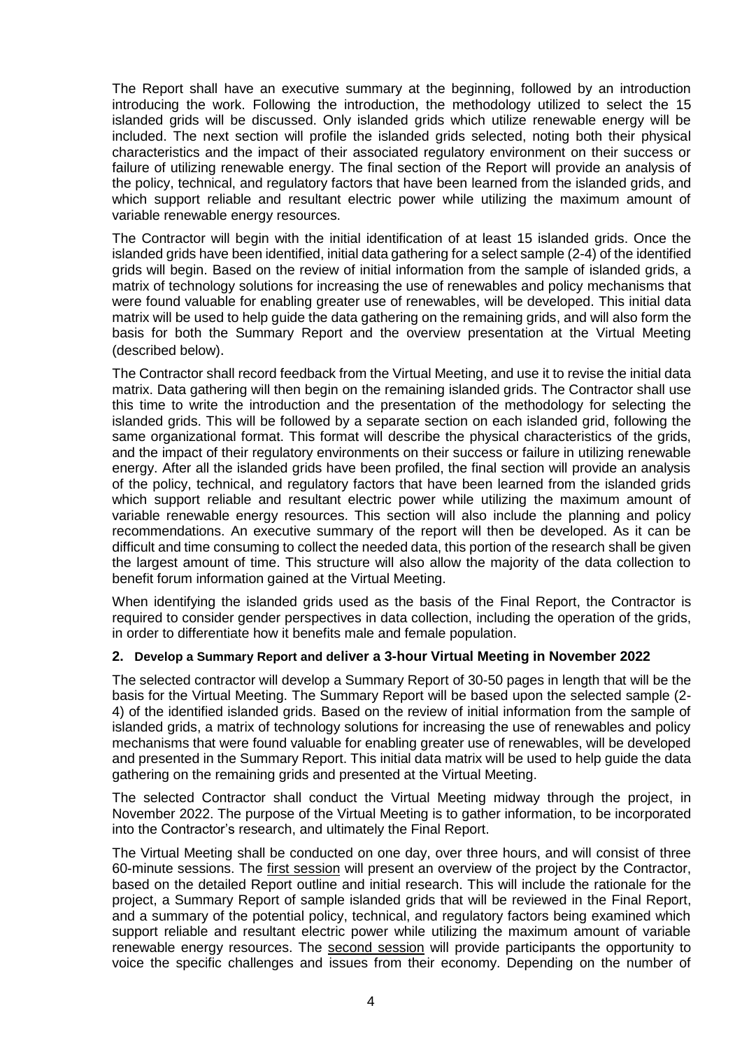The Report shall have an executive summary at the beginning, followed by an introduction introducing the work. Following the introduction, the methodology utilized to select the 15 islanded grids will be discussed. Only islanded grids which utilize renewable energy will be included. The next section will profile the islanded grids selected, noting both their physical characteristics and the impact of their associated regulatory environment on their success or failure of utilizing renewable energy. The final section of the Report will provide an analysis of the policy, technical, and regulatory factors that have been learned from the islanded grids, and which support reliable and resultant electric power while utilizing the maximum amount of variable renewable energy resources.

The Contractor will begin with the initial identification of at least 15 islanded grids. Once the islanded grids have been identified, initial data gathering for a select sample (2-4) of the identified grids will begin. Based on the review of initial information from the sample of islanded grids, a matrix of technology solutions for increasing the use of renewables and policy mechanisms that were found valuable for enabling greater use of renewables, will be developed. This initial data matrix will be used to help guide the data gathering on the remaining grids, and will also form the basis for both the Summary Report and the overview presentation at the Virtual Meeting (described below).

The Contractor shall record feedback from the Virtual Meeting, and use it to revise the initial data matrix. Data gathering will then begin on the remaining islanded grids. The Contractor shall use this time to write the introduction and the presentation of the methodology for selecting the islanded grids. This will be followed by a separate section on each islanded grid, following the same organizational format. This format will describe the physical characteristics of the grids, and the impact of their regulatory environments on their success or failure in utilizing renewable energy. After all the islanded grids have been profiled, the final section will provide an analysis of the policy, technical, and regulatory factors that have been learned from the islanded grids which support reliable and resultant electric power while utilizing the maximum amount of variable renewable energy resources. This section will also include the planning and policy recommendations. An executive summary of the report will then be developed. As it can be difficult and time consuming to collect the needed data, this portion of the research shall be given the largest amount of time. This structure will also allow the majority of the data collection to benefit forum information gained at the Virtual Meeting.

When identifying the islanded grids used as the basis of the Final Report, the Contractor is required to consider gender perspectives in data collection, including the operation of the grids, in order to differentiate how it benefits male and female population.

## 2. Develop a Summary Report and deliver a 3-hour Virtual Meeting in November 2022

The selected contractor will develop a Summary Report of 30-50 pages in length that will be the basis for the Virtual Meeting. The Summary Report will be based upon the selected sample (2-4) of the identified islanded grids. Based on the review of initial information from the sample of islanded grids, a matrix of technology solutions for increasing the use of renewables and policy mechanisms that were found valuable for enabling greater use of renewables, will be developed and presented in the Summary Report. This initial data matrix will be used to help guide the data gathering on the remaining grids and presented at the Virtual Meeting.

The selected Contractor shall conduct the Virtual Meeting midway through the project, in November 2022. The purpose of the Virtual Meeting is to gather information, to be incorporated into the Contractor's research, and ultimately the Final Report.

The Virtual Meeting shall be conducted on one day, over three hours, and will consist of three 60-minute sessions. The first session will present an overview of the project by the Contractor, based on the detailed Report outline and initial research. This will include the rationale for the project, a Summary Report of sample islanded grids that will be reviewed in the Final Report, and a summary of the potential policy, technical, and regulatory factors being examined which support reliable and resultant electric power while utilizing the maximum amount of variable renewable energy resources. The second session will provide participants the opportunity to voice the specific challenges and issues from their economy. Depending on the number of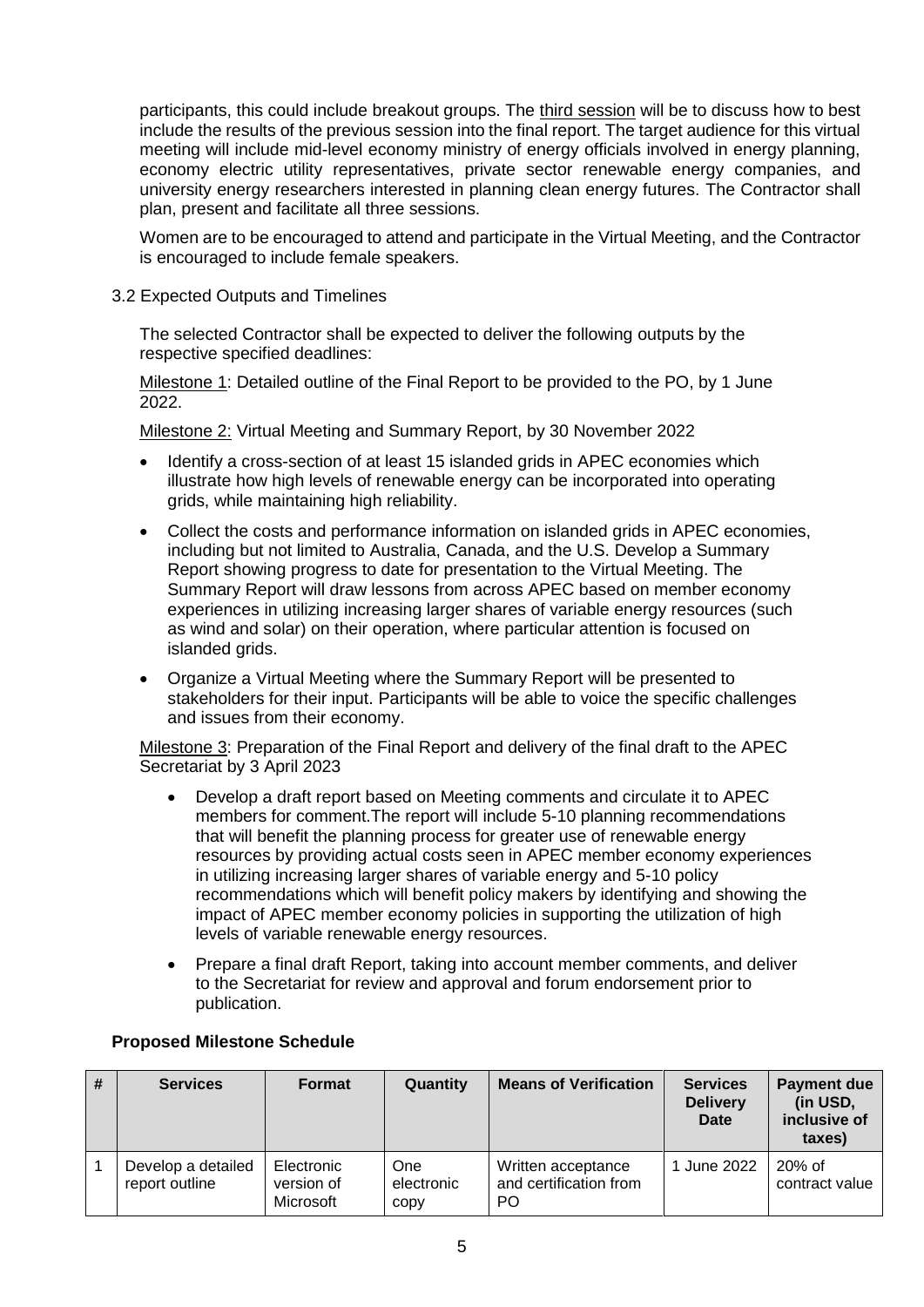participants, this could include breakout groups. The third session will be to discuss how to best include the results of the previous session into the final report. The target audience for this virtual meeting will include mid-level economy ministry of energy officials involved in energy planning, economy electric utility representatives, private sector renewable energy companies, and university energy researchers interested in planning clean energy futures. The Contractor shall plan, present and facilitate all three sessions.

Women are to be encouraged to attend and participate in the Virtual Meeting, and the Contractor is encouraged to include female speakers.

3.2 Expected Outputs and Timelines

The selected Contractor shall be expected to deliver the following outputs by the respective specified deadlines:

Milestone 1: Detailed outline of the Final Report to be provided to the PO, by 1 June 2022.

Milestone 2: Virtual Meeting and Summary Report, by 30 November 2022

- Identify a cross-section of at least 15 islanded grids in APEC economies which illustrate how high levels of renewable energy can be incorporated into operating grids, while maintaining high reliability.
- Collect the costs and performance information on islanded grids in APEC economies, including but not limited to Australia, Canada, and the U.S. Develop a Summary Report showing progress to date for presentation to the Virtual Meeting. The Summary Report will draw lessons from across APEC based on member economy experiences in utilizing increasing larger shares of variable energy resources (such as wind and solar) on their operation, where particular attention is focused on islanded grids.
- Organize a Virtual Meeting where the Summary Report will be presented to stakeholders for their input. Participants will be able to voice the specific challenges and issues from their economy.

Milestone 3: Preparation of the Final Report and delivery of the final draft to the APEC Secretariat by 3 April 2023

- Develop a draft report based on Meeting comments and circulate it to APEC members for comment.The report will include 5-10 planning recommendations that will benefit the planning process for greater use of renewable energy resources by providing actual costs seen in APEC member economy experiences in utilizing increasing larger shares of variable energy and 5-10 policy recommendations which will benefit policy makers by identifying and showing the impact of APEC member economy policies in supporting the utilization of high levels of variable renewable energy resources.
- Prepare a final draft Report, taking into account member comments, and deliver to the Secretariat for review and approval and forum endorsement prior to publication.

**Proposed Milestone Schedule**

| # | Services | Format | Quantity | Means of Verification | Services Delivery Date | Payment due (in USD, inclusive of taxes) |
|---|---|---|---|---|---|---|
| 1 | Develop a detailed report outline | Electronic version of Microsoft | One electronic copy | Written acceptance and certification from PO | 1 June 2022 | 20% of contract value |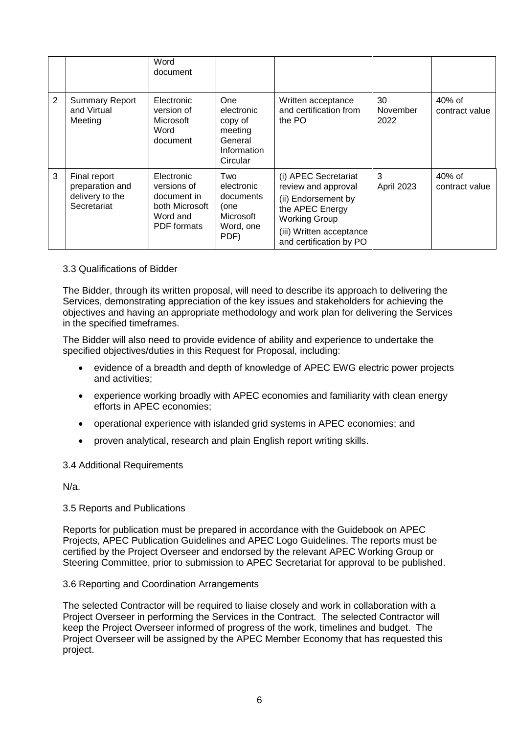| | | Word document | | | | |
|---|---|---|---|---|---|---|
| 2 | Summary Report and Virtual Meeting | Electronic version of Microsoft Word document | One electronic copy of meeting General Information Circular | Written acceptance and certification from the PO | 30 November 2022 | 40% of contract value |
| 3 | Final report preparation and delivery to the Secretariat | Electronic versions of document in both Microsoft Word and PDF formats | Two electronic documents (one Microsoft Word, one PDF) | (i) APEC Secretariat review and approval<br>(ii) Endorsement by the APEC Energy Working Group<br>(iii) Written acceptance and certification by PO | 3 April 2023 | 40% of contract value |

3.3 Qualifications of Bidder

The Bidder, through its written proposal, will need to describe its approach to delivering the Services, demonstrating appreciation of the key issues and stakeholders for achieving the objectives and having an appropriate methodology and work plan for delivering the Services in the specified timeframes.

The Bidder will also need to provide evidence of ability and experience to undertake the specified objectives/duties in this Request for Proposal, including:

- evidence of a breadth and depth of knowledge of APEC EWG electric power projects and activities;
- experience working broadly with APEC economies and familiarity with clean energy efforts in APEC economies;
- operational experience with islanded grid systems in APEC economies; and
- proven analytical, research and plain English report writing skills.

3.4 Additional Requirements

N/a.

3.5 Reports and Publications

Reports for publication must be prepared in accordance with the Guidebook on APEC Projects, APEC Publication Guidelines and APEC Logo Guidelines. The reports must be certified by the Project Overseer and endorsed by the relevant APEC Working Group or Steering Committee, prior to submission to APEC Secretariat for approval to be published.

3.6 Reporting and Coordination Arrangements

The selected Contractor will be required to liaise closely and work in collaboration with a Project Overseer in performing the Services in the Contract. The selected Contractor will keep the Project Overseer informed of progress of the work, timelines and budget. The Project Overseer will be assigned by the APEC Member Economy that has requested this project.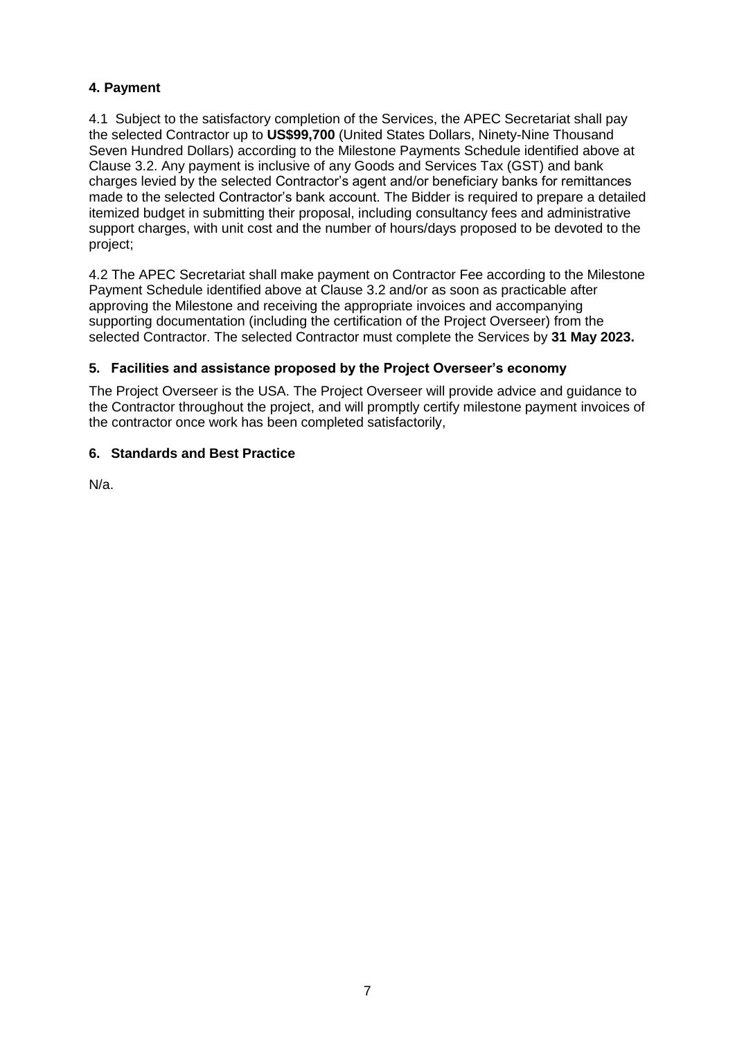### 4. Payment

4.1 Subject to the satisfactory completion of the Services, the APEC Secretariat shall pay the selected Contractor up to **US$99,700** (United States Dollars, Ninety-Nine Thousand Seven Hundred Dollars) according to the Milestone Payments Schedule identified above at Clause 3.2. Any payment is inclusive of any Goods and Services Tax (GST) and bank charges levied by the selected Contractor's agent and/or beneficiary banks for remittances made to the selected Contractor's bank account. The Bidder is required to prepare a detailed itemized budget in submitting their proposal, including consultancy fees and administrative support charges, with unit cost and the number of hours/days proposed to be devoted to the project;

4.2 The APEC Secretariat shall make payment on Contractor Fee according to the Milestone Payment Schedule identified above at Clause 3.2 and/or as soon as practicable after approving the Milestone and receiving the appropriate invoices and accompanying supporting documentation (including the certification of the Project Overseer) from the selected Contractor. The selected Contractor must complete the Services by **31 May 2023.**

### 5. Facilities and assistance proposed by the Project Overseer's economy

The Project Overseer is the USA. The Project Overseer will provide advice and guidance to the Contractor throughout the project, and will promptly certify milestone payment invoices of the contractor once work has been completed satisfactorily,

### 6. Standards and Best Practice

N/a.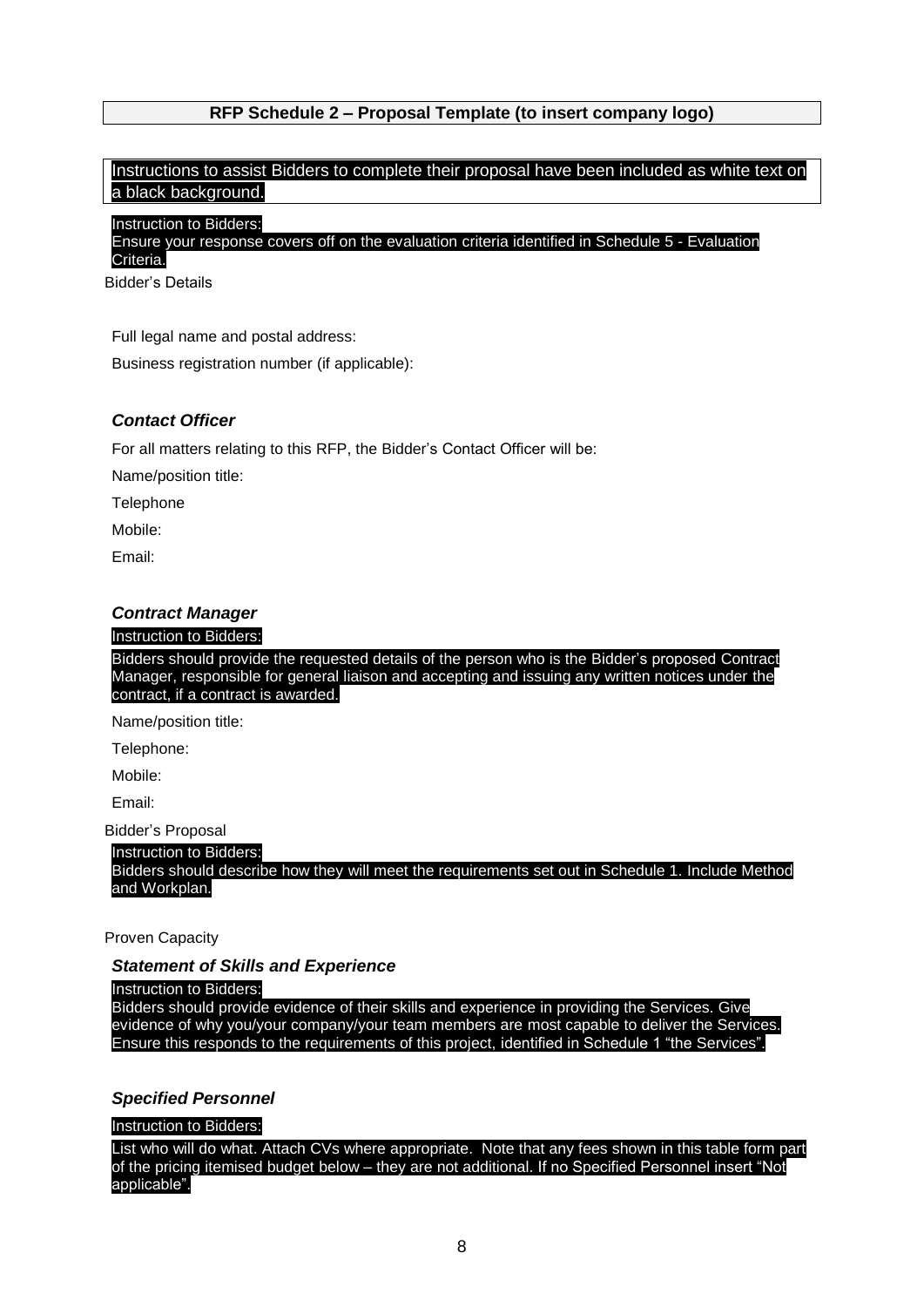**RFP Schedule 2 – Proposal Template (to insert company logo)**

Instructions to assist Bidders to complete their proposal have been included as white text on a black background.

Instruction to Bidders:
Ensure your response covers off on the evaluation criteria identified in Schedule 5 - Evaluation Criteria.

## Bidder's Details

Full legal name and postal address:

Business registration number (if applicable):

### *Contact Officer*

For all matters relating to this RFP, the Bidder's Contact Officer will be:

Name/position title:

Telephone

Mobile:

Email:

### *Contract Manager*

Instruction to Bidders:

Bidders should provide the requested details of the person who is the Bidder's proposed Contract Manager, responsible for general liaison and accepting and issuing any written notices under the contract, if a contract is awarded.

Name/position title:

Telephone:

Mobile:

Email:

## Bidder's Proposal

Instruction to Bidders:
Bidders should describe how they will meet the requirements set out in Schedule 1. Include Method and Workplan.

## Proven Capacity

### *Statement of Skills and Experience*

Instruction to Bidders:
Bidders should provide evidence of their skills and experience in providing the Services. Give evidence of why you/your company/your team members are most capable to deliver the Services. Ensure this responds to the requirements of this project, identified in Schedule 1 "the Services".

### *Specified Personnel*

Instruction to Bidders:

List who will do what. Attach CVs where appropriate. Note that any fees shown in this table form part of the pricing itemised budget below – they are not additional. If no Specified Personnel insert "Not applicable".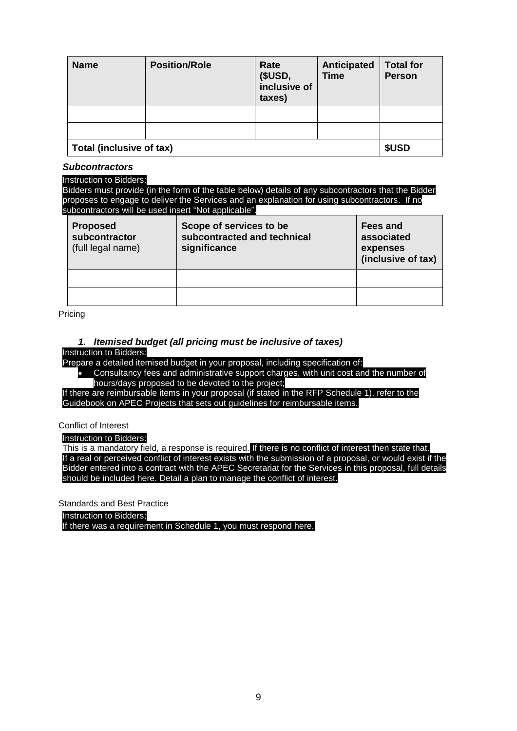| Name | Position/Role | Rate ($USD, inclusive of taxes) | Anticipated Time | Total for Person |
|---|---|---|---|---|
| | | | | |
| | | | | |
| **Total (inclusive of tax)** | | | | **$USD** |

***Subcontractors***

Instruction to Bidders:
Bidders must provide (in the form of the table below) details of any subcontractors that the Bidder proposes to engage to deliver the Services and an explanation for using subcontractors. If no subcontractors will be used insert "Not applicable".

| **Proposed subcontractor** (full legal name) | **Scope of services to be subcontracted and technical significance** | **Fees and associated expenses (inclusive of tax)** |
|---|---|---|
| | | |
| | | |

Pricing

### 1. *Itemised budget (all pricing must be inclusive of taxes)*

Instruction to Bidders:
Prepare a detailed itemised budget in your proposal, including specification of:

- Consultancy fees and administrative support charges, with unit cost and the number of hours/days proposed to be devoted to the project;

If there are reimbursable items in your proposal (if stated in the RFP Schedule 1), refer to the Guidebook on APEC Projects that sets out guidelines for reimbursable items.

Conflict of Interest

Instruction to Bidders:
This is a mandatory field, a response is required. If there is no conflict of interest then state that. If a real or perceived conflict of interest exists with the submission of a proposal, or would exist if the Bidder entered into a contract with the APEC Secretariat for the Services in this proposal, full details should be included here. Detail a plan to manage the conflict of interest.

Standards and Best Practice

Instruction to Bidders;
If there was a requirement in Schedule 1, you must respond here.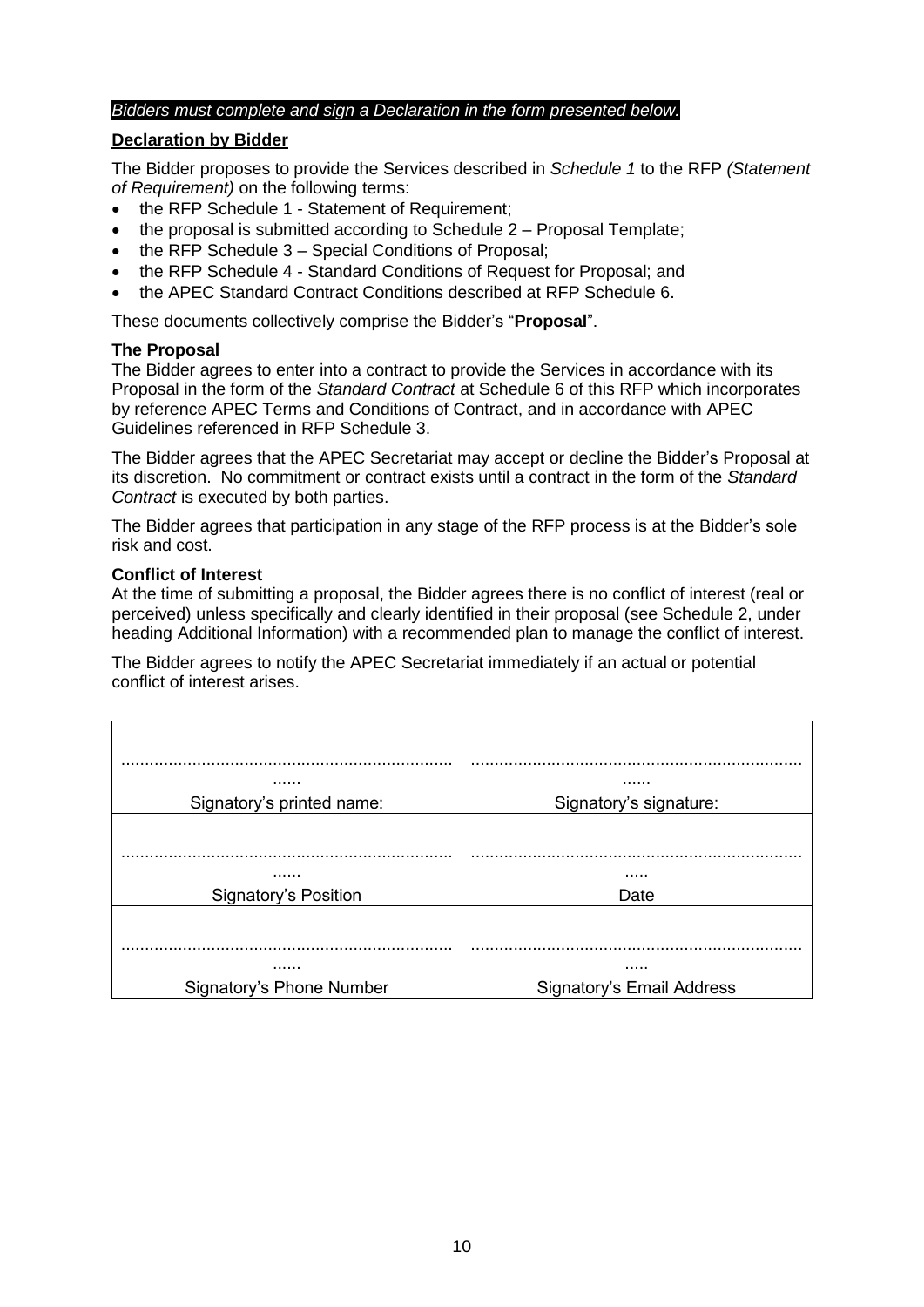*Bidders must complete and sign a Declaration in the form presented below.*

**Declaration by Bidder**

The Bidder proposes to provide the Services described in *Schedule 1* to the RFP *(Statement of Requirement)* on the following terms:

- the RFP Schedule 1 - Statement of Requirement;
- the proposal is submitted according to Schedule 2 – Proposal Template;
- the RFP Schedule 3 – Special Conditions of Proposal;
- the RFP Schedule 4 - Standard Conditions of Request for Proposal; and
- the APEC Standard Contract Conditions described at RFP Schedule 6.

These documents collectively comprise the Bidder's "**Proposal**".

**The Proposal**

The Bidder agrees to enter into a contract to provide the Services in accordance with its Proposal in the form of the *Standard Contract* at Schedule 6 of this RFP which incorporates by reference APEC Terms and Conditions of Contract, and in accordance with APEC Guidelines referenced in RFP Schedule 3.

The Bidder agrees that the APEC Secretariat may accept or decline the Bidder's Proposal at its discretion. No commitment or contract exists until a contract in the form of the *Standard Contract* is executed by both parties.

The Bidder agrees that participation in any stage of the RFP process is at the Bidder's sole risk and cost.

**Conflict of Interest**

At the time of submitting a proposal, the Bidder agrees there is no conflict of interest (real or perceived) unless specifically and clearly identified in their proposal (see Schedule 2, under heading Additional Information) with a recommended plan to manage the conflict of interest.

The Bidder agrees to notify the APEC Secretariat immediately if an actual or potential conflict of interest arises.

| | |
|---|---|
| ........................................................................... Signatory's printed name: | ........................................................................... Signatory's signature: |
| ........................................................................... Signatory's Position | ........................................................................... Date |
| ........................................................................... Signatory's Phone Number | ........................................................................... Signatory's Email Address |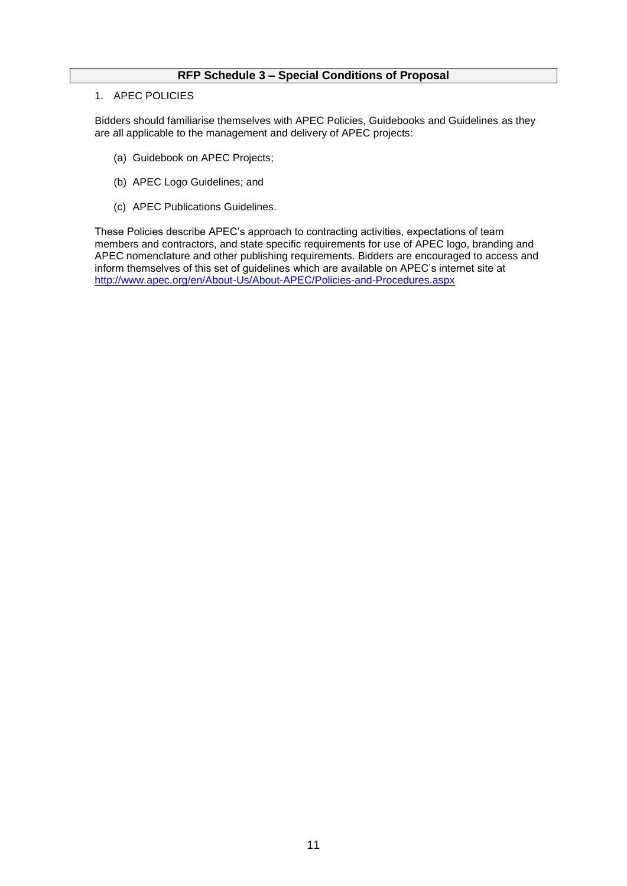## RFP Schedule 3 – Special Conditions of Proposal

1. APEC POLICIES

Bidders should familiarise themselves with APEC Policies, Guidebooks and Guidelines as they are all applicable to the management and delivery of APEC projects:

(a) Guidebook on APEC Projects;

(b) APEC Logo Guidelines; and

(c) APEC Publications Guidelines.

These Policies describe APEC's approach to contracting activities, expectations of team members and contractors, and state specific requirements for use of APEC logo, branding and APEC nomenclature and other publishing requirements. Bidders are encouraged to access and inform themselves of this set of guidelines which are available on APEC's internet site at http://www.apec.org/en/About-Us/About-APEC/Policies-and-Procedures.aspx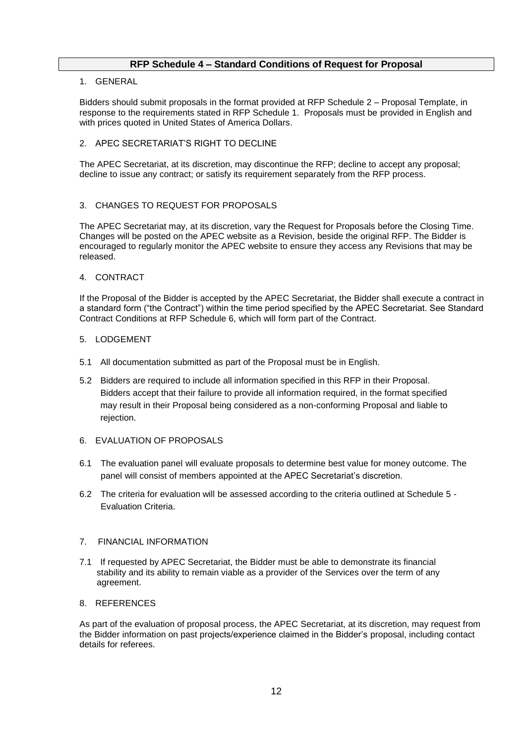## RFP Schedule 4 – Standard Conditions of Request for Proposal

### 1. GENERAL

Bidders should submit proposals in the format provided at RFP Schedule 2 – Proposal Template, in response to the requirements stated in RFP Schedule 1. Proposals must be provided in English and with prices quoted in United States of America Dollars.

### 2. APEC SECRETARIAT'S RIGHT TO DECLINE

The APEC Secretariat, at its discretion, may discontinue the RFP; decline to accept any proposal; decline to issue any contract; or satisfy its requirement separately from the RFP process.

### 3. CHANGES TO REQUEST FOR PROPOSALS

The APEC Secretariat may, at its discretion, vary the Request for Proposals before the Closing Time. Changes will be posted on the APEC website as a Revision, beside the original RFP. The Bidder is encouraged to regularly monitor the APEC website to ensure they access any Revisions that may be released.

### 4. CONTRACT

If the Proposal of the Bidder is accepted by the APEC Secretariat, the Bidder shall execute a contract in a standard form ("the Contract") within the time period specified by the APEC Secretariat. See Standard Contract Conditions at RFP Schedule 6, which will form part of the Contract.

### 5. LODGEMENT

5.1 All documentation submitted as part of the Proposal must be in English.

5.2 Bidders are required to include all information specified in this RFP in their Proposal. Bidders accept that their failure to provide all information required, in the format specified may result in their Proposal being considered as a non-conforming Proposal and liable to rejection.

### 6. EVALUATION OF PROPOSALS

6.1 The evaluation panel will evaluate proposals to determine best value for money outcome. The panel will consist of members appointed at the APEC Secretariat's discretion.

6.2 The criteria for evaluation will be assessed according to the criteria outlined at Schedule 5 - Evaluation Criteria.

### 7. FINANCIAL INFORMATION

7.1 If requested by APEC Secretariat, the Bidder must be able to demonstrate its financial stability and its ability to remain viable as a provider of the Services over the term of any agreement.

### 8. REFERENCES

As part of the evaluation of proposal process, the APEC Secretariat, at its discretion, may request from the Bidder information on past projects/experience claimed in the Bidder's proposal, including contact details for referees.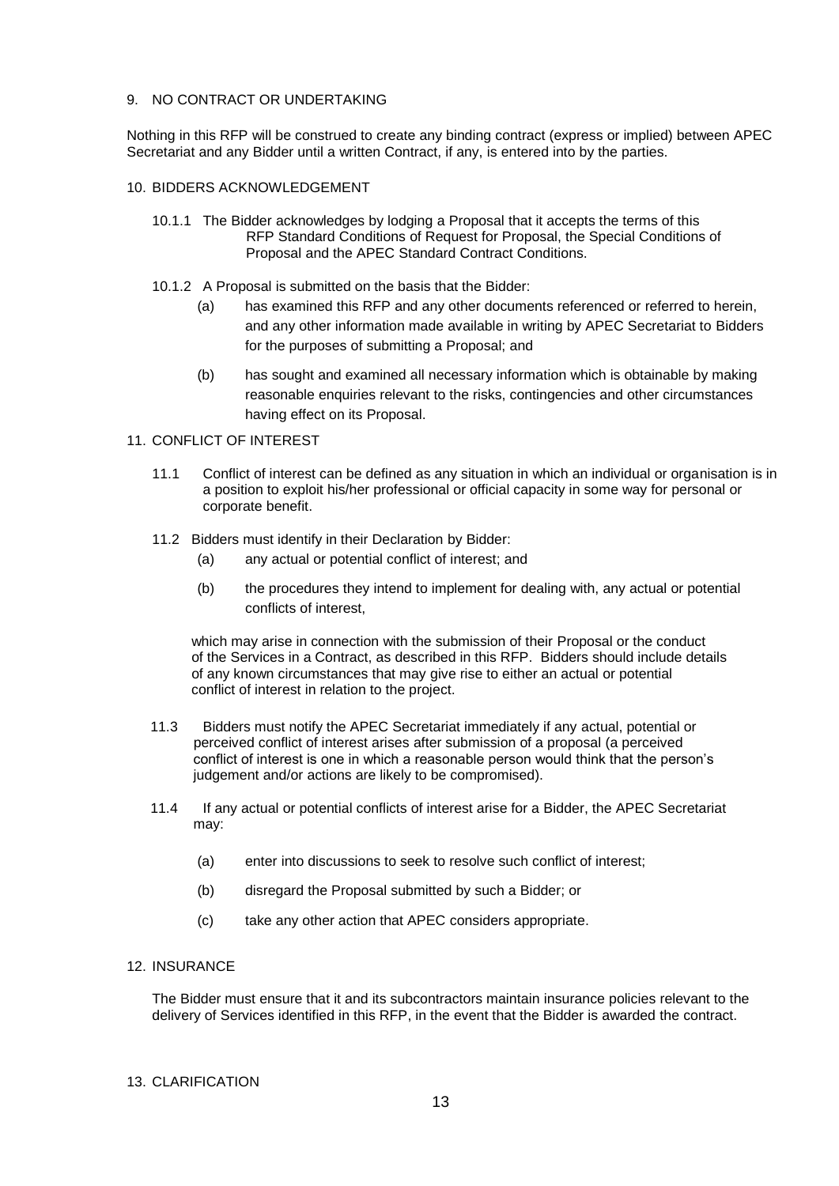## 9. NO CONTRACT OR UNDERTAKING

Nothing in this RFP will be construed to create any binding contract (express or implied) between APEC Secretariat and any Bidder until a written Contract, if any, is entered into by the parties.

## 10. BIDDERS ACKNOWLEDGEMENT

10.1.1 The Bidder acknowledges by lodging a Proposal that it accepts the terms of this RFP Standard Conditions of Request for Proposal, the Special Conditions of Proposal and the APEC Standard Contract Conditions.

10.1.2 A Proposal is submitted on the basis that the Bidder:

- (a) has examined this RFP and any other documents referenced or referred to herein, and any other information made available in writing by APEC Secretariat to Bidders for the purposes of submitting a Proposal; and
- (b) has sought and examined all necessary information which is obtainable by making reasonable enquiries relevant to the risks, contingencies and other circumstances having effect on its Proposal.

## 11. CONFLICT OF INTEREST

11.1 Conflict of interest can be defined as any situation in which an individual or organisation is in a position to exploit his/her professional or official capacity in some way for personal or corporate benefit.

11.2 Bidders must identify in their Declaration by Bidder:

- (a) any actual or potential conflict of interest; and
- (b) the procedures they intend to implement for dealing with, any actual or potential conflicts of interest,

which may arise in connection with the submission of their Proposal or the conduct of the Services in a Contract, as described in this RFP. Bidders should include details of any known circumstances that may give rise to either an actual or potential conflict of interest in relation to the project.

11.3 Bidders must notify the APEC Secretariat immediately if any actual, potential or perceived conflict of interest arises after submission of a proposal (a perceived conflict of interest is one in which a reasonable person would think that the person's judgement and/or actions are likely to be compromised).

11.4 If any actual or potential conflicts of interest arise for a Bidder, the APEC Secretariat may:

- (a) enter into discussions to seek to resolve such conflict of interest;
- (b) disregard the Proposal submitted by such a Bidder; or
- (c) take any other action that APEC considers appropriate.

## 12. INSURANCE

The Bidder must ensure that it and its subcontractors maintain insurance policies relevant to the delivery of Services identified in this RFP, in the event that the Bidder is awarded the contract.

## 13. CLARIFICATION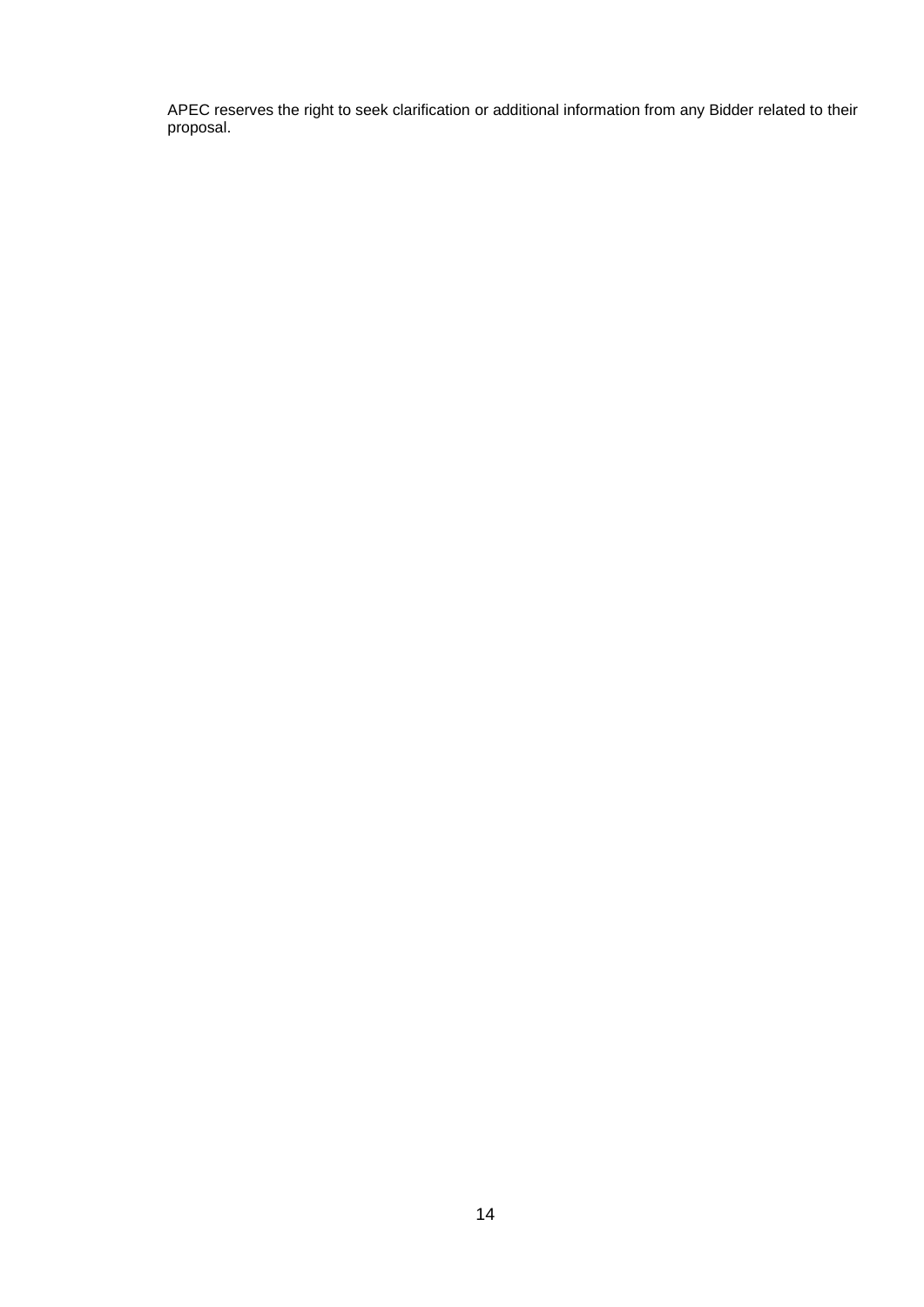APEC reserves the right to seek clarification or additional information from any Bidder related to their proposal.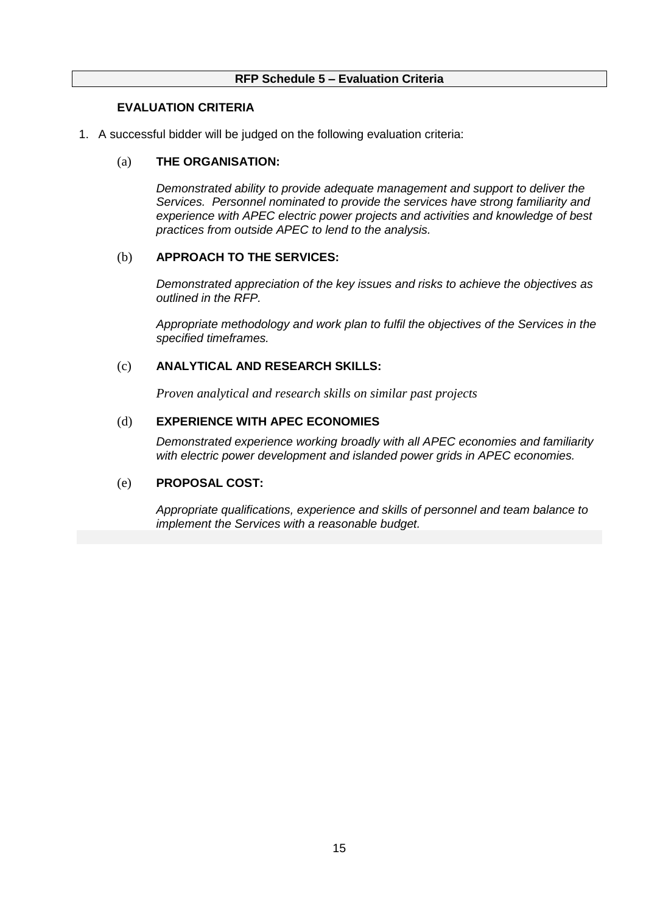**RFP Schedule 5 – Evaluation Criteria**

**EVALUATION CRITERIA**

1. A successful bidder will be judged on the following evaluation criteria:

   (a) **THE ORGANISATION:**

   *Demonstrated ability to provide adequate management and support to deliver the Services. Personnel nominated to provide the services have strong familiarity and experience with APEC electric power projects and activities and knowledge of best practices from outside APEC to lend to the analysis.*

   (b) **APPROACH TO THE SERVICES:**

   *Demonstrated appreciation of the key issues and risks to achieve the objectives as outlined in the RFP.*

   *Appropriate methodology and work plan to fulfil the objectives of the Services in the specified timeframes.*

   (c) **ANALYTICAL AND RESEARCH SKILLS:**

   *Proven analytical and research skills on similar past projects*

   (d) **EXPERIENCE WITH APEC ECONOMIES**

   *Demonstrated experience working broadly with all APEC economies and familiarity with electric power development and islanded power grids in APEC economies.*

   (e) **PROPOSAL COST:**

   *Appropriate qualifications, experience and skills of personnel and team balance to implement the Services with a reasonable budget.*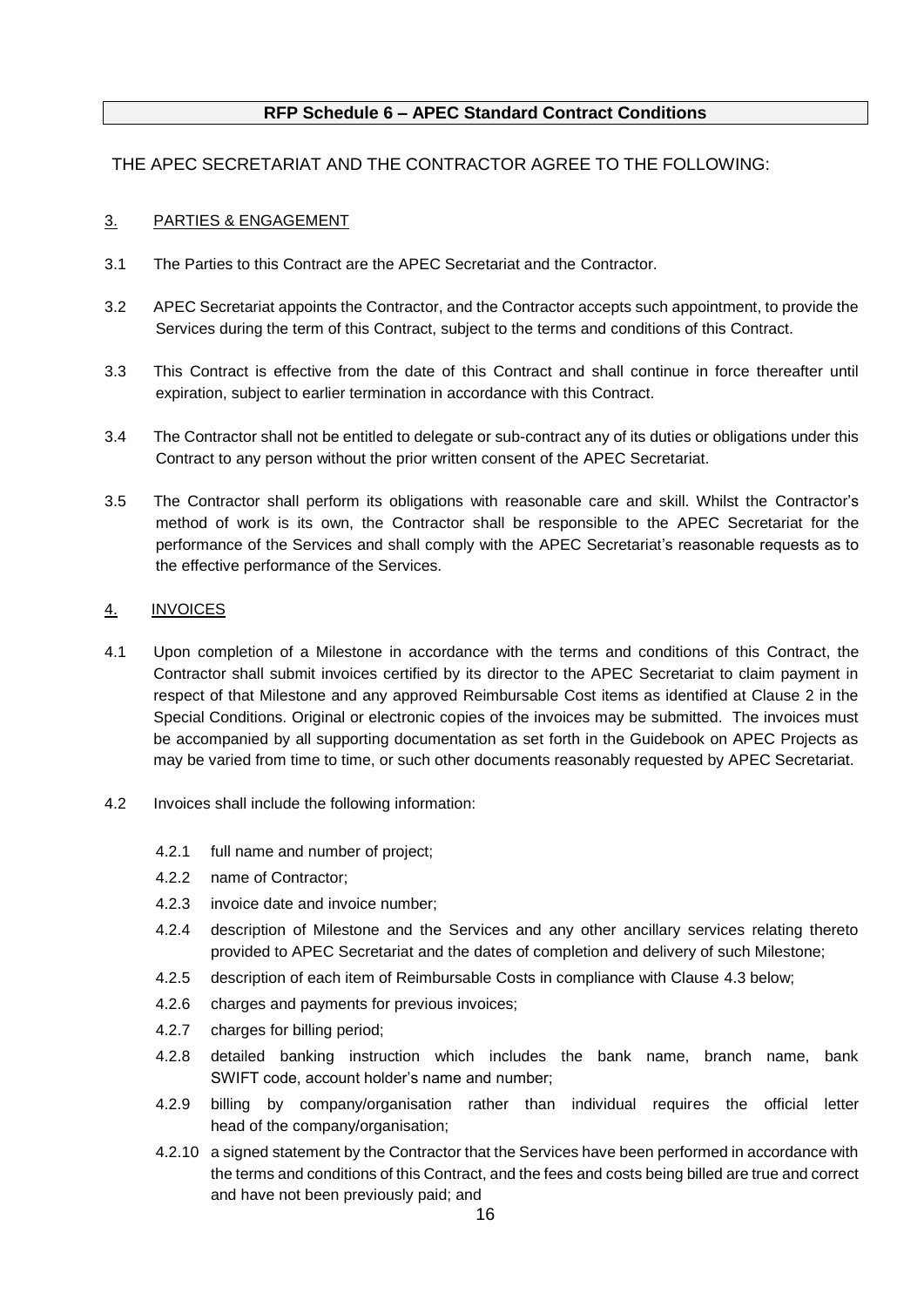**RFP Schedule 6 – APEC Standard Contract Conditions**

THE APEC SECRETARIAT AND THE CONTRACTOR AGREE TO THE FOLLOWING:

## 3. PARTIES & ENGAGEMENT

3.1 The Parties to this Contract are the APEC Secretariat and the Contractor.

3.2 APEC Secretariat appoints the Contractor, and the Contractor accepts such appointment, to provide the Services during the term of this Contract, subject to the terms and conditions of this Contract.

3.3 This Contract is effective from the date of this Contract and shall continue in force thereafter until expiration, subject to earlier termination in accordance with this Contract.

3.4 The Contractor shall not be entitled to delegate or sub-contract any of its duties or obligations under this Contract to any person without the prior written consent of the APEC Secretariat.

3.5 The Contractor shall perform its obligations with reasonable care and skill. Whilst the Contractor's method of work is its own, the Contractor shall be responsible to the APEC Secretariat for the performance of the Services and shall comply with the APEC Secretariat's reasonable requests as to the effective performance of the Services.

## 4. INVOICES

4.1 Upon completion of a Milestone in accordance with the terms and conditions of this Contract, the Contractor shall submit invoices certified by its director to the APEC Secretariat to claim payment in respect of that Milestone and any approved Reimbursable Cost items as identified at Clause 2 in the Special Conditions. Original or electronic copies of the invoices may be submitted. The invoices must be accompanied by all supporting documentation as set forth in the Guidebook on APEC Projects as may be varied from time to time, or such other documents reasonably requested by APEC Secretariat.

4.2 Invoices shall include the following information:

- 4.2.1 full name and number of project;
- 4.2.2 name of Contractor;
- 4.2.3 invoice date and invoice number;
- 4.2.4 description of Milestone and the Services and any other ancillary services relating thereto provided to APEC Secretariat and the dates of completion and delivery of such Milestone;
- 4.2.5 description of each item of Reimbursable Costs in compliance with Clause 4.3 below;
- 4.2.6 charges and payments for previous invoices;
- 4.2.7 charges for billing period;
- 4.2.8 detailed banking instruction which includes the bank name, branch name, bank SWIFT code, account holder's name and number;
- 4.2.9 billing by company/organisation rather than individual requires the official letter head of the company/organisation;
- 4.2.10 a signed statement by the Contractor that the Services have been performed in accordance with the terms and conditions of this Contract, and the fees and costs being billed are true and correct and have not been previously paid; and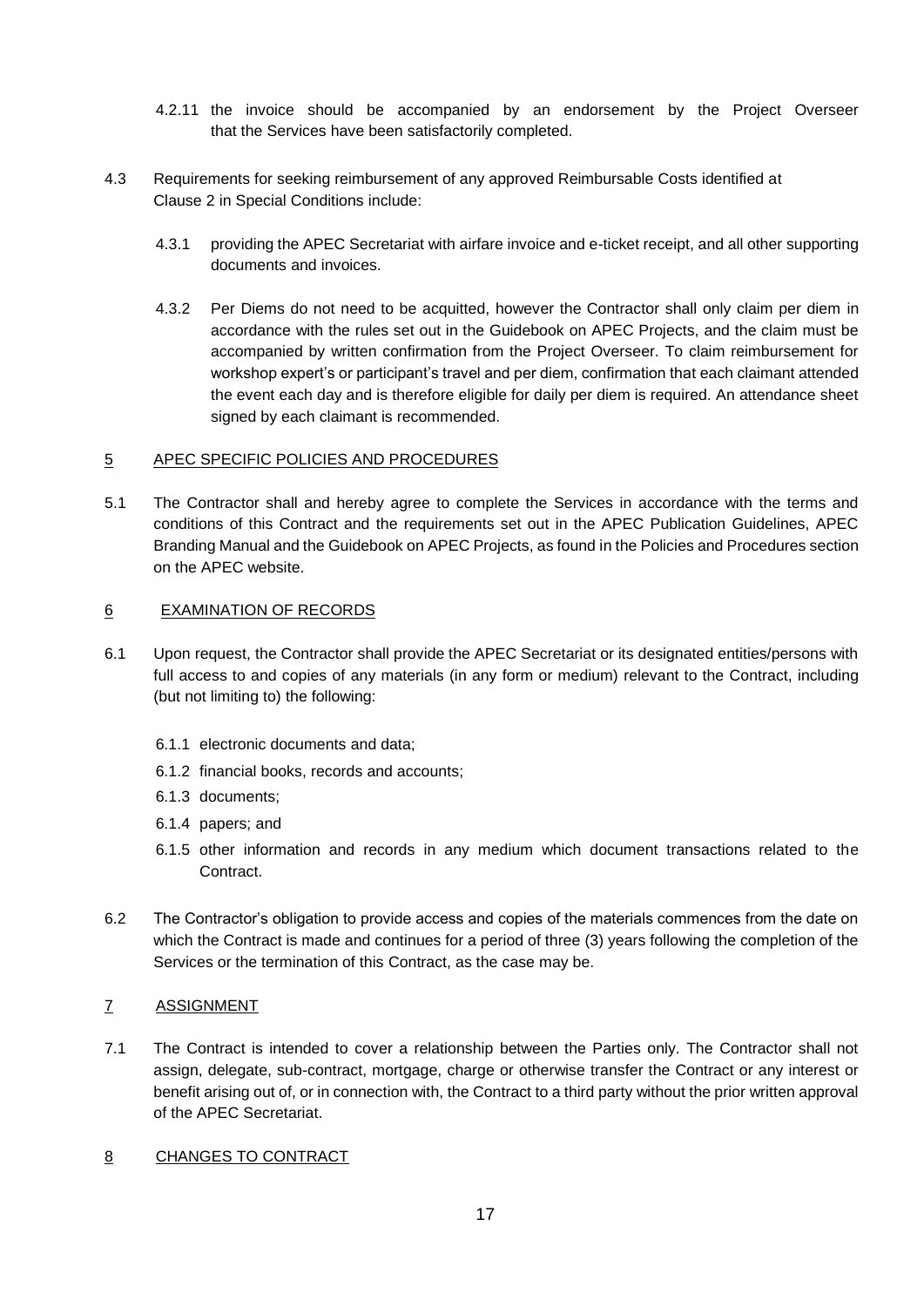4.2.11 the invoice should be accompanied by an endorsement by the Project Overseer that the Services have been satisfactorily completed.

4.3 Requirements for seeking reimbursement of any approved Reimbursable Costs identified at Clause 2 in Special Conditions include:

4.3.1 providing the APEC Secretariat with airfare invoice and e-ticket receipt, and all other supporting documents and invoices.

4.3.2 Per Diems do not need to be acquitted, however the Contractor shall only claim per diem in accordance with the rules set out in the Guidebook on APEC Projects, and the claim must be accompanied by written confirmation from the Project Overseer. To claim reimbursement for workshop expert's or participant's travel and per diem, confirmation that each claimant attended the event each day and is therefore eligible for daily per diem is required. An attendance sheet signed by each claimant is recommended.

## 5 APEC SPECIFIC POLICIES AND PROCEDURES

5.1 The Contractor shall and hereby agree to complete the Services in accordance with the terms and conditions of this Contract and the requirements set out in the APEC Publication Guidelines, APEC Branding Manual and the Guidebook on APEC Projects, as found in the Policies and Procedures section on the APEC website.

## 6 EXAMINATION OF RECORDS

6.1 Upon request, the Contractor shall provide the APEC Secretariat or its designated entities/persons with full access to and copies of any materials (in any form or medium) relevant to the Contract, including (but not limiting to) the following:

6.1.1 electronic documents and data;

6.1.2 financial books, records and accounts;

6.1.3 documents;

6.1.4 papers; and

6.1.5 other information and records in any medium which document transactions related to the Contract.

6.2 The Contractor's obligation to provide access and copies of the materials commences from the date on which the Contract is made and continues for a period of three (3) years following the completion of the Services or the termination of this Contract, as the case may be.

## 7 ASSIGNMENT

7.1 The Contract is intended to cover a relationship between the Parties only. The Contractor shall not assign, delegate, sub-contract, mortgage, charge or otherwise transfer the Contract or any interest or benefit arising out of, or in connection with, the Contract to a third party without the prior written approval of the APEC Secretariat.

## 8 CHANGES TO CONTRACT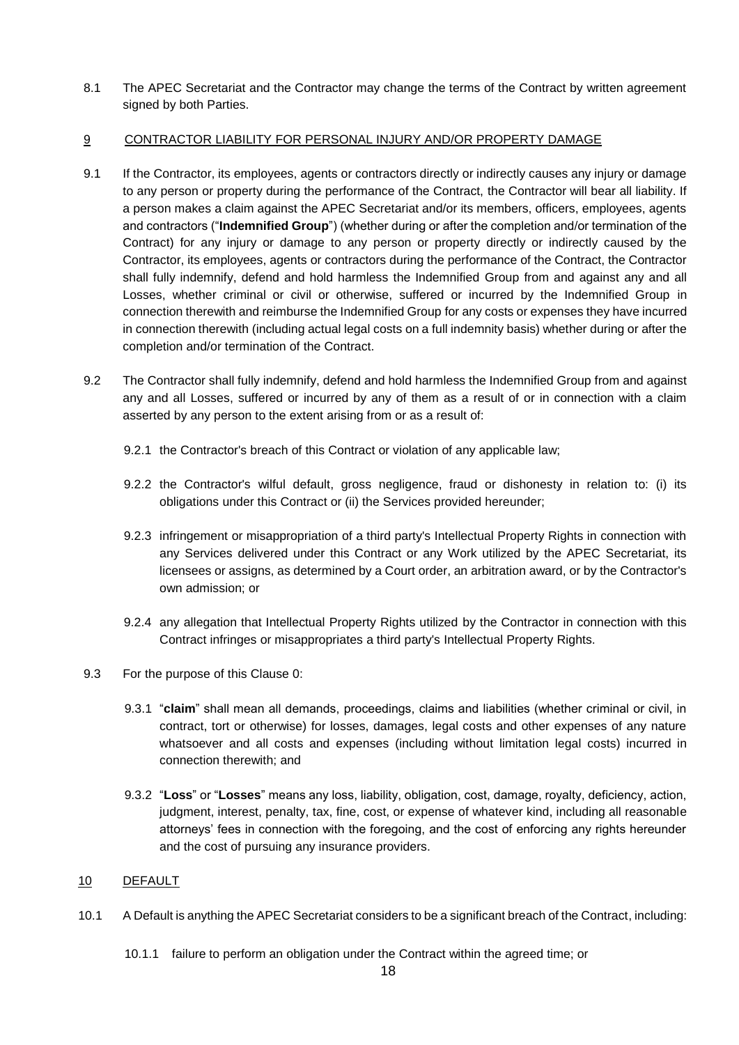8.1 The APEC Secretariat and the Contractor may change the terms of the Contract by written agreement signed by both Parties.

## 9 CONTRACTOR LIABILITY FOR PERSONAL INJURY AND/OR PROPERTY DAMAGE

9.1 If the Contractor, its employees, agents or contractors directly or indirectly causes any injury or damage to any person or property during the performance of the Contract, the Contractor will bear all liability. If a person makes a claim against the APEC Secretariat and/or its members, officers, employees, agents and contractors ("**Indemnified Group**") (whether during or after the completion and/or termination of the Contract) for any injury or damage to any person or property directly or indirectly caused by the Contractor, its employees, agents or contractors during the performance of the Contract, the Contractor shall fully indemnify, defend and hold harmless the Indemnified Group from and against any and all Losses, whether criminal or civil or otherwise, suffered or incurred by the Indemnified Group in connection therewith and reimburse the Indemnified Group for any costs or expenses they have incurred in connection therewith (including actual legal costs on a full indemnity basis) whether during or after the completion and/or termination of the Contract.

9.2 The Contractor shall fully indemnify, defend and hold harmless the Indemnified Group from and against any and all Losses, suffered or incurred by any of them as a result of or in connection with a claim asserted by any person to the extent arising from or as a result of:

9.2.1 the Contractor's breach of this Contract or violation of any applicable law;

9.2.2 the Contractor's wilful default, gross negligence, fraud or dishonesty in relation to: (i) its obligations under this Contract or (ii) the Services provided hereunder;

9.2.3 infringement or misappropriation of a third party's Intellectual Property Rights in connection with any Services delivered under this Contract or any Work utilized by the APEC Secretariat, its licensees or assigns, as determined by a Court order, an arbitration award, or by the Contractor's own admission; or

9.2.4 any allegation that Intellectual Property Rights utilized by the Contractor in connection with this Contract infringes or misappropriates a third party's Intellectual Property Rights.

9.3 For the purpose of this Clause 0:

9.3.1 "**claim**" shall mean all demands, proceedings, claims and liabilities (whether criminal or civil, in contract, tort or otherwise) for losses, damages, legal costs and other expenses of any nature whatsoever and all costs and expenses (including without limitation legal costs) incurred in connection therewith; and

9.3.2 "**Loss**" or "**Losses**" means any loss, liability, obligation, cost, damage, royalty, deficiency, action, judgment, interest, penalty, tax, fine, cost, or expense of whatever kind, including all reasonable attorneys' fees in connection with the foregoing, and the cost of enforcing any rights hereunder and the cost of pursuing any insurance providers.

## 10 DEFAULT

10.1 A Default is anything the APEC Secretariat considers to be a significant breach of the Contract, including:

10.1.1 failure to perform an obligation under the Contract within the agreed time; or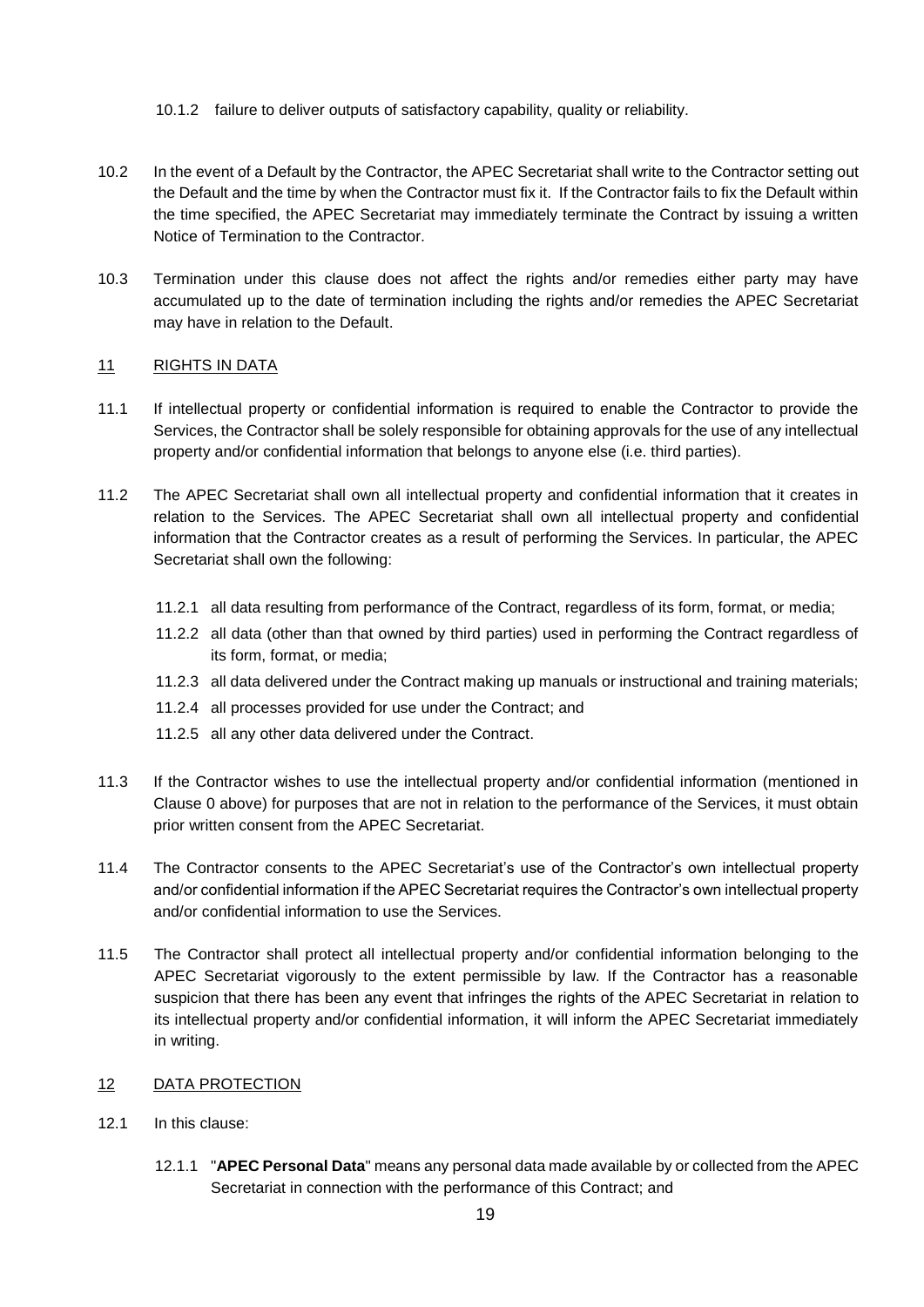10.1.2 failure to deliver outputs of satisfactory capability, quality or reliability.

10.2 In the event of a Default by the Contractor, the APEC Secretariat shall write to the Contractor setting out the Default and the time by when the Contractor must fix it. If the Contractor fails to fix the Default within the time specified, the APEC Secretariat may immediately terminate the Contract by issuing a written Notice of Termination to the Contractor.

10.3 Termination under this clause does not affect the rights and/or remedies either party may have accumulated up to the date of termination including the rights and/or remedies the APEC Secretariat may have in relation to the Default.

## 11 RIGHTS IN DATA

11.1 If intellectual property or confidential information is required to enable the Contractor to provide the Services, the Contractor shall be solely responsible for obtaining approvals for the use of any intellectual property and/or confidential information that belongs to anyone else (i.e. third parties).

11.2 The APEC Secretariat shall own all intellectual property and confidential information that it creates in relation to the Services. The APEC Secretariat shall own all intellectual property and confidential information that the Contractor creates as a result of performing the Services. In particular, the APEC Secretariat shall own the following:

11.2.1 all data resulting from performance of the Contract, regardless of its form, format, or media;

11.2.2 all data (other than that owned by third parties) used in performing the Contract regardless of its form, format, or media;

11.2.3 all data delivered under the Contract making up manuals or instructional and training materials;

11.2.4 all processes provided for use under the Contract; and

11.2.5 all any other data delivered under the Contract.

11.3 If the Contractor wishes to use the intellectual property and/or confidential information (mentioned in Clause 0 above) for purposes that are not in relation to the performance of the Services, it must obtain prior written consent from the APEC Secretariat.

11.4 The Contractor consents to the APEC Secretariat's use of the Contractor's own intellectual property and/or confidential information if the APEC Secretariat requires the Contractor's own intellectual property and/or confidential information to use the Services.

11.5 The Contractor shall protect all intellectual property and/or confidential information belonging to the APEC Secretariat vigorously to the extent permissible by law. If the Contractor has a reasonable suspicion that there has been any event that infringes the rights of the APEC Secretariat in relation to its intellectual property and/or confidential information, it will inform the APEC Secretariat immediately in writing.

## 12 DATA PROTECTION

12.1 In this clause:

12.1.1 "**APEC Personal Data**" means any personal data made available by or collected from the APEC Secretariat in connection with the performance of this Contract; and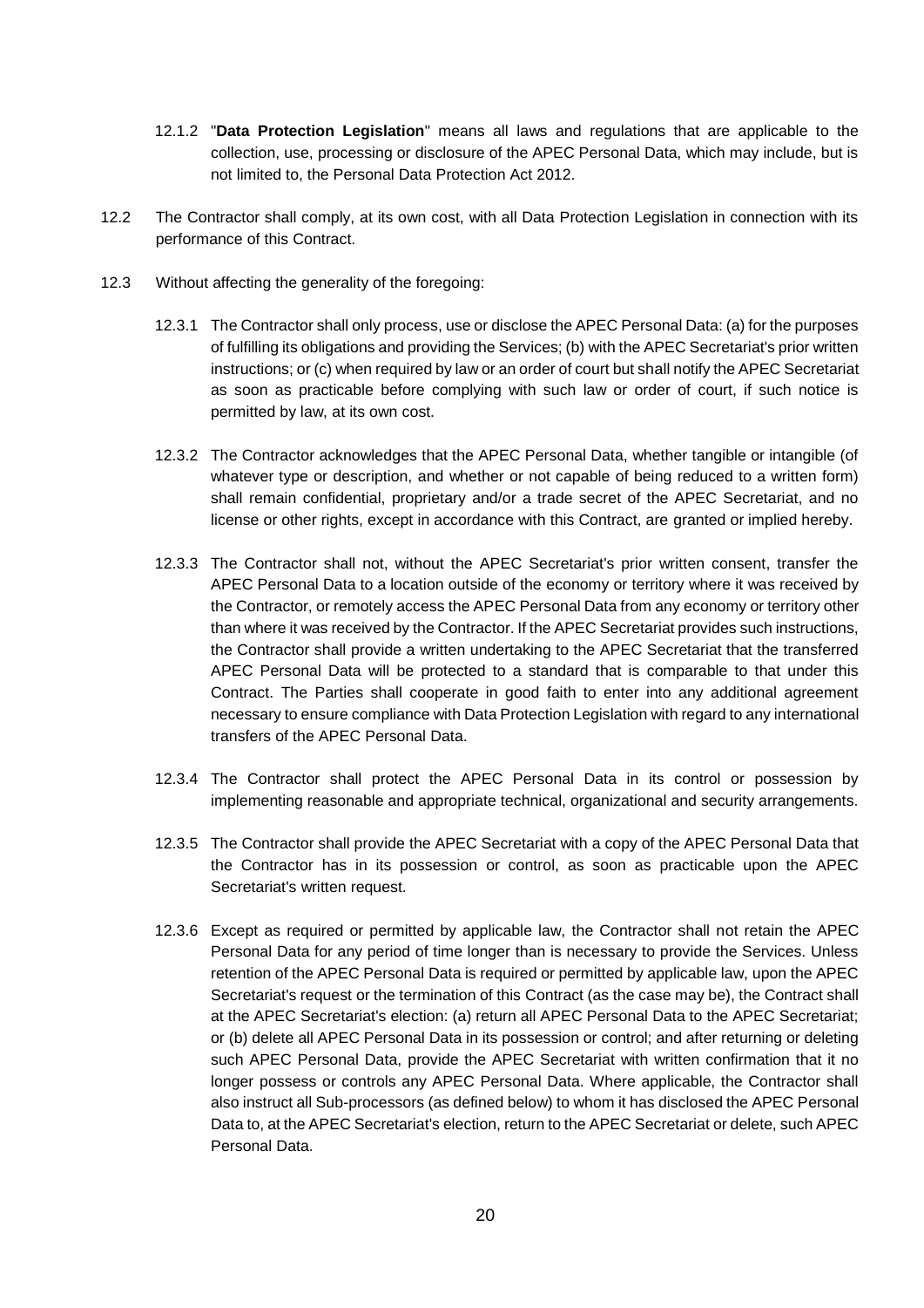12.1.2 "**Data Protection Legislation**" means all laws and regulations that are applicable to the collection, use, processing or disclosure of the APEC Personal Data, which may include, but is not limited to, the Personal Data Protection Act 2012.

12.2 The Contractor shall comply, at its own cost, with all Data Protection Legislation in connection with its performance of this Contract.

12.3 Without affecting the generality of the foregoing:

12.3.1 The Contractor shall only process, use or disclose the APEC Personal Data: (a) for the purposes of fulfilling its obligations and providing the Services; (b) with the APEC Secretariat's prior written instructions; or (c) when required by law or an order of court but shall notify the APEC Secretariat as soon as practicable before complying with such law or order of court, if such notice is permitted by law, at its own cost.

12.3.2 The Contractor acknowledges that the APEC Personal Data, whether tangible or intangible (of whatever type or description, and whether or not capable of being reduced to a written form) shall remain confidential, proprietary and/or a trade secret of the APEC Secretariat, and no license or other rights, except in accordance with this Contract, are granted or implied hereby.

12.3.3 The Contractor shall not, without the APEC Secretariat's prior written consent, transfer the APEC Personal Data to a location outside of the economy or territory where it was received by the Contractor, or remotely access the APEC Personal Data from any economy or territory other than where it was received by the Contractor. If the APEC Secretariat provides such instructions, the Contractor shall provide a written undertaking to the APEC Secretariat that the transferred APEC Personal Data will be protected to a standard that is comparable to that under this Contract. The Parties shall cooperate in good faith to enter into any additional agreement necessary to ensure compliance with Data Protection Legislation with regard to any international transfers of the APEC Personal Data.

12.3.4 The Contractor shall protect the APEC Personal Data in its control or possession by implementing reasonable and appropriate technical, organizational and security arrangements.

12.3.5 The Contractor shall provide the APEC Secretariat with a copy of the APEC Personal Data that the Contractor has in its possession or control, as soon as practicable upon the APEC Secretariat's written request.

12.3.6 Except as required or permitted by applicable law, the Contractor shall not retain the APEC Personal Data for any period of time longer than is necessary to provide the Services. Unless retention of the APEC Personal Data is required or permitted by applicable law, upon the APEC Secretariat's request or the termination of this Contract (as the case may be), the Contract shall at the APEC Secretariat's election: (a) return all APEC Personal Data to the APEC Secretariat; or (b) delete all APEC Personal Data in its possession or control; and after returning or deleting such APEC Personal Data, provide the APEC Secretariat with written confirmation that it no longer possess or controls any APEC Personal Data. Where applicable, the Contractor shall also instruct all Sub-processors (as defined below) to whom it has disclosed the APEC Personal Data to, at the APEC Secretariat's election, return to the APEC Secretariat or delete, such APEC Personal Data.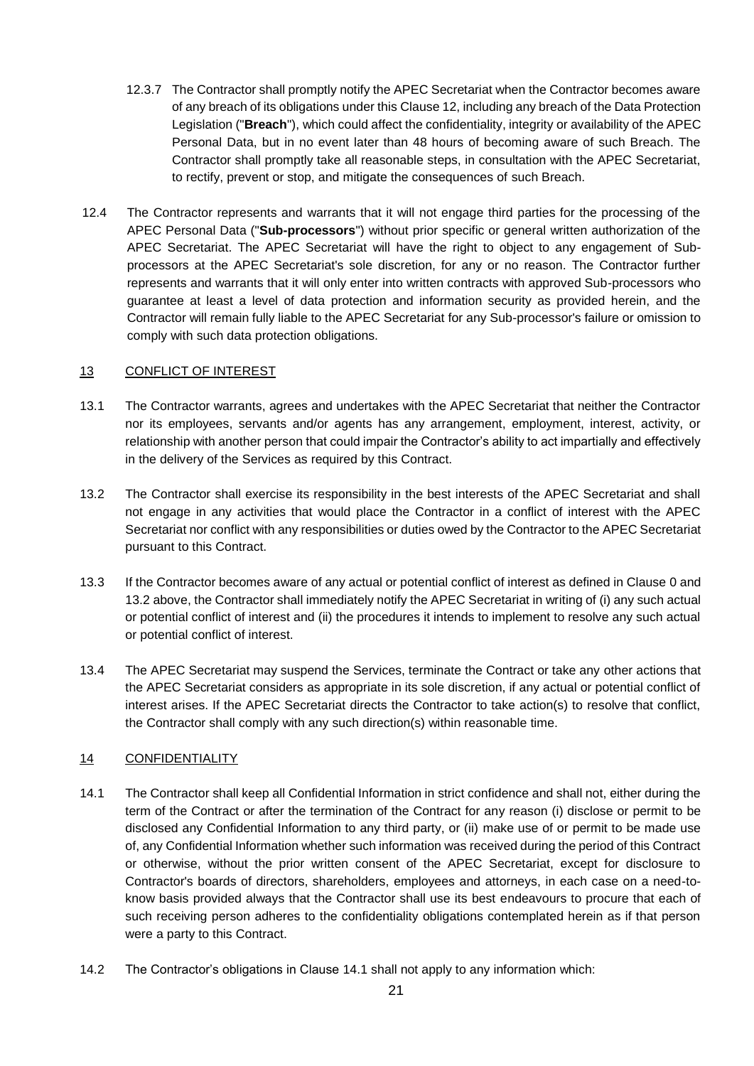12.3.7 The Contractor shall promptly notify the APEC Secretariat when the Contractor becomes aware of any breach of its obligations under this Clause 12, including any breach of the Data Protection Legislation ("**Breach**"), which could affect the confidentiality, integrity or availability of the APEC Personal Data, but in no event later than 48 hours of becoming aware of such Breach. The Contractor shall promptly take all reasonable steps, in consultation with the APEC Secretariat, to rectify, prevent or stop, and mitigate the consequences of such Breach.

12.4 The Contractor represents and warrants that it will not engage third parties for the processing of the APEC Personal Data ("**Sub-processors**") without prior specific or general written authorization of the APEC Secretariat. The APEC Secretariat will have the right to object to any engagement of Sub-processors at the APEC Secretariat's sole discretion, for any or no reason. The Contractor further represents and warrants that it will only enter into written contracts with approved Sub-processors who guarantee at least a level of data protection and information security as provided herein, and the Contractor will remain fully liable to the APEC Secretariat for any Sub-processor's failure or omission to comply with such data protection obligations.

## 13 CONFLICT OF INTEREST

13.1 The Contractor warrants, agrees and undertakes with the APEC Secretariat that neither the Contractor nor its employees, servants and/or agents has any arrangement, employment, interest, activity, or relationship with another person that could impair the Contractor's ability to act impartially and effectively in the delivery of the Services as required by this Contract.

13.2 The Contractor shall exercise its responsibility in the best interests of the APEC Secretariat and shall not engage in any activities that would place the Contractor in a conflict of interest with the APEC Secretariat nor conflict with any responsibilities or duties owed by the Contractor to the APEC Secretariat pursuant to this Contract.

13.3 If the Contractor becomes aware of any actual or potential conflict of interest as defined in Clause 0 and 13.2 above, the Contractor shall immediately notify the APEC Secretariat in writing of (i) any such actual or potential conflict of interest and (ii) the procedures it intends to implement to resolve any such actual or potential conflict of interest.

13.4 The APEC Secretariat may suspend the Services, terminate the Contract or take any other actions that the APEC Secretariat considers as appropriate in its sole discretion, if any actual or potential conflict of interest arises. If the APEC Secretariat directs the Contractor to take action(s) to resolve that conflict, the Contractor shall comply with any such direction(s) within reasonable time.

## 14 CONFIDENTIALITY

14.1 The Contractor shall keep all Confidential Information in strict confidence and shall not, either during the term of the Contract or after the termination of the Contract for any reason (i) disclose or permit to be disclosed any Confidential Information to any third party, or (ii) make use of or permit to be made use of, any Confidential Information whether such information was received during the period of this Contract or otherwise, without the prior written consent of the APEC Secretariat, except for disclosure to Contractor's boards of directors, shareholders, employees and attorneys, in each case on a need-to-know basis provided always that the Contractor shall use its best endeavours to procure that each of such receiving person adheres to the confidentiality obligations contemplated herein as if that person were a party to this Contract.

14.2 The Contractor's obligations in Clause 14.1 shall not apply to any information which: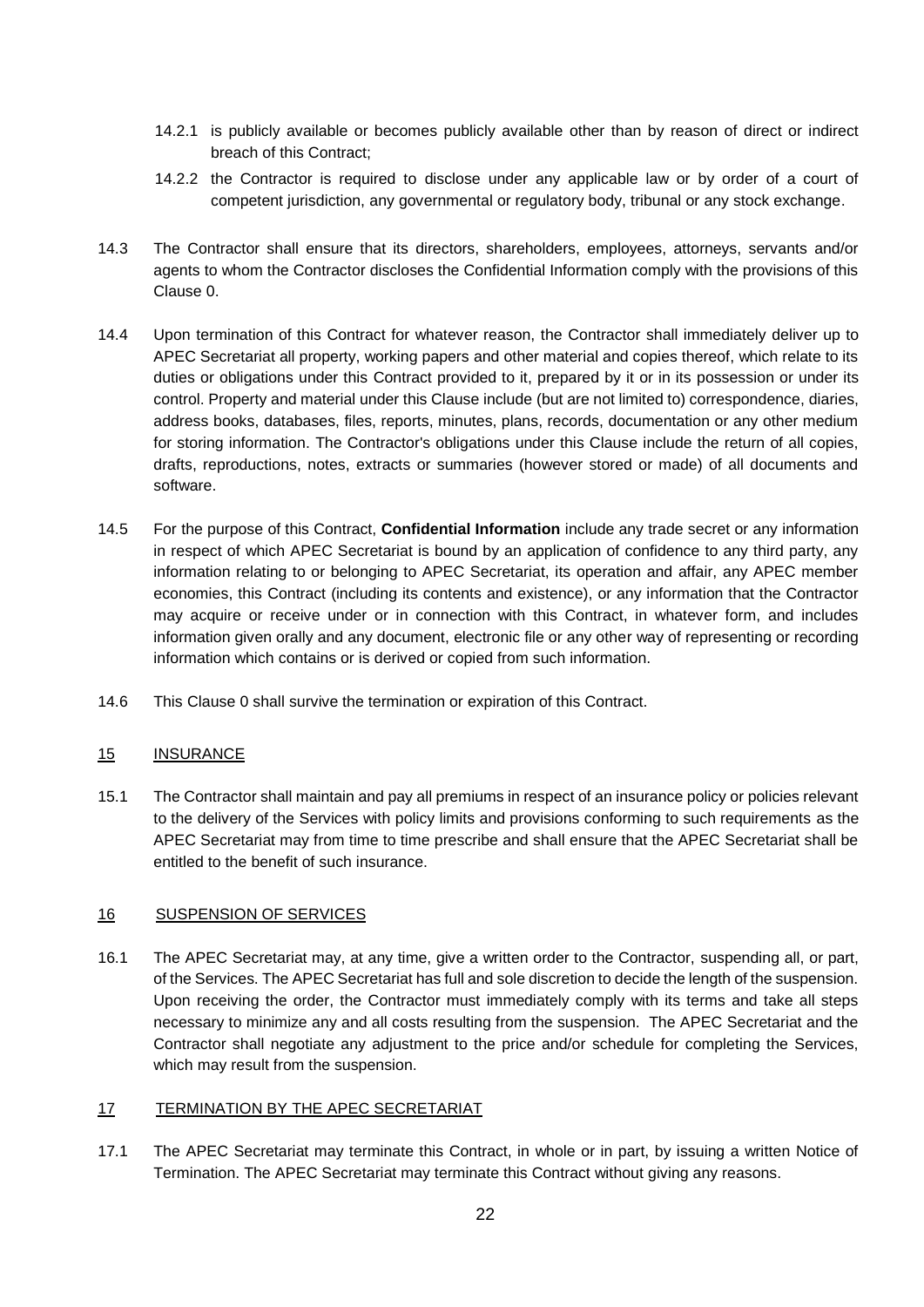14.2.1 is publicly available or becomes publicly available other than by reason of direct or indirect breach of this Contract;

14.2.2 the Contractor is required to disclose under any applicable law or by order of a court of competent jurisdiction, any governmental or regulatory body, tribunal or any stock exchange.

14.3 The Contractor shall ensure that its directors, shareholders, employees, attorneys, servants and/or agents to whom the Contractor discloses the Confidential Information comply with the provisions of this Clause 0.

14.4 Upon termination of this Contract for whatever reason, the Contractor shall immediately deliver up to APEC Secretariat all property, working papers and other material and copies thereof, which relate to its duties or obligations under this Contract provided to it, prepared by it or in its possession or under its control. Property and material under this Clause include (but are not limited to) correspondence, diaries, address books, databases, files, reports, minutes, plans, records, documentation or any other medium for storing information. The Contractor's obligations under this Clause include the return of all copies, drafts, reproductions, notes, extracts or summaries (however stored or made) of all documents and software.

14.5 For the purpose of this Contract, **Confidential Information** include any trade secret or any information in respect of which APEC Secretariat is bound by an application of confidence to any third party, any information relating to or belonging to APEC Secretariat, its operation and affair, any APEC member economies, this Contract (including its contents and existence), or any information that the Contractor may acquire or receive under or in connection with this Contract, in whatever form, and includes information given orally and any document, electronic file or any other way of representing or recording information which contains or is derived or copied from such information.

14.6 This Clause 0 shall survive the termination or expiration of this Contract.

## 15 INSURANCE

15.1 The Contractor shall maintain and pay all premiums in respect of an insurance policy or policies relevant to the delivery of the Services with policy limits and provisions conforming to such requirements as the APEC Secretariat may from time to time prescribe and shall ensure that the APEC Secretariat shall be entitled to the benefit of such insurance.

## 16 SUSPENSION OF SERVICES

16.1 The APEC Secretariat may, at any time, give a written order to the Contractor, suspending all, or part, of the Services. The APEC Secretariat has full and sole discretion to decide the length of the suspension. Upon receiving the order, the Contractor must immediately comply with its terms and take all steps necessary to minimize any and all costs resulting from the suspension. The APEC Secretariat and the Contractor shall negotiate any adjustment to the price and/or schedule for completing the Services, which may result from the suspension.

## 17 TERMINATION BY THE APEC SECRETARIAT

17.1 The APEC Secretariat may terminate this Contract, in whole or in part, by issuing a written Notice of Termination. The APEC Secretariat may terminate this Contract without giving any reasons.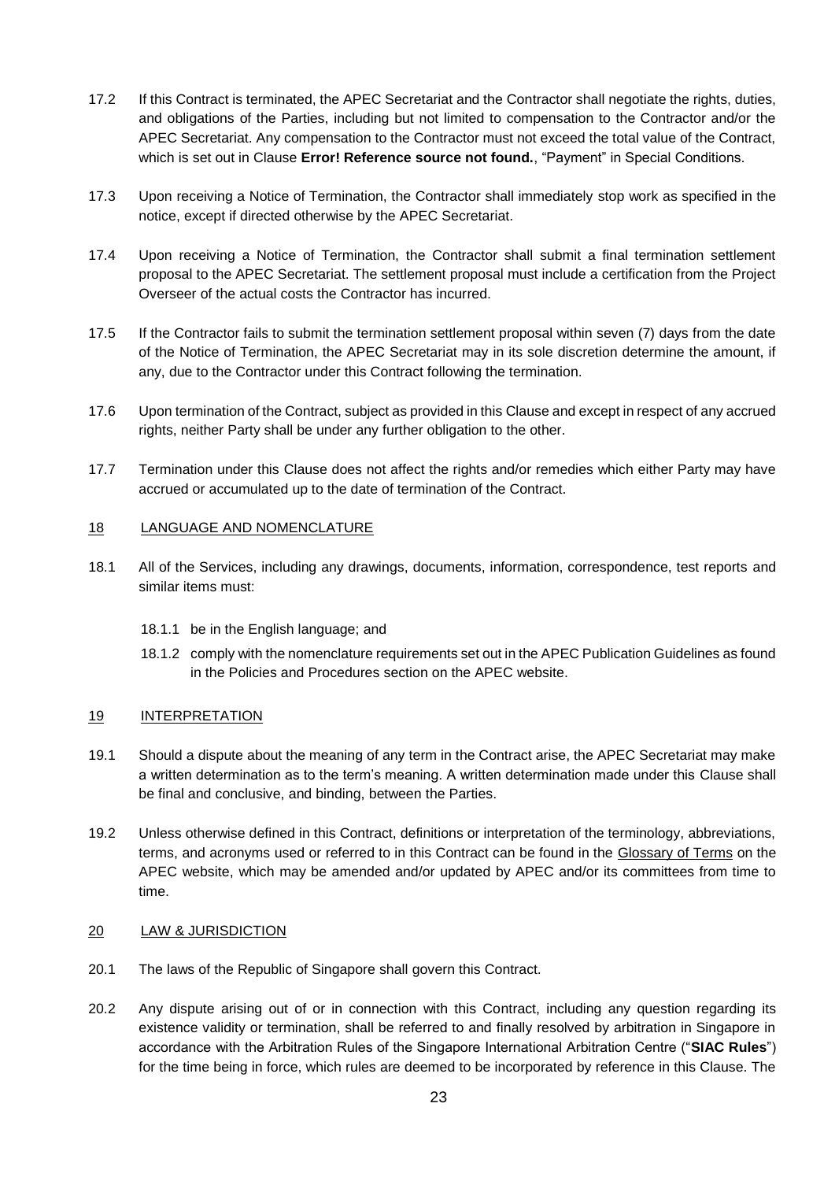17.2 If this Contract is terminated, the APEC Secretariat and the Contractor shall negotiate the rights, duties, and obligations of the Parties, including but not limited to compensation to the Contractor and/or the APEC Secretariat. Any compensation to the Contractor must not exceed the total value of the Contract, which is set out in Clause **Error! Reference source not found.**, "Payment" in Special Conditions.

17.3 Upon receiving a Notice of Termination, the Contractor shall immediately stop work as specified in the notice, except if directed otherwise by the APEC Secretariat.

17.4 Upon receiving a Notice of Termination, the Contractor shall submit a final termination settlement proposal to the APEC Secretariat. The settlement proposal must include a certification from the Project Overseer of the actual costs the Contractor has incurred.

17.5 If the Contractor fails to submit the termination settlement proposal within seven (7) days from the date of the Notice of Termination, the APEC Secretariat may in its sole discretion determine the amount, if any, due to the Contractor under this Contract following the termination.

17.6 Upon termination of the Contract, subject as provided in this Clause and except in respect of any accrued rights, neither Party shall be under any further obligation to the other.

17.7 Termination under this Clause does not affect the rights and/or remedies which either Party may have accrued or accumulated up to the date of termination of the Contract.

## 18 LANGUAGE AND NOMENCLATURE

18.1 All of the Services, including any drawings, documents, information, correspondence, test reports and similar items must:

- 18.1.1 be in the English language; and
- 18.1.2 comply with the nomenclature requirements set out in the APEC Publication Guidelines as found in the Policies and Procedures section on the APEC website.

## 19 INTERPRETATION

19.1 Should a dispute about the meaning of any term in the Contract arise, the APEC Secretariat may make a written determination as to the term's meaning. A written determination made under this Clause shall be final and conclusive, and binding, between the Parties.

19.2 Unless otherwise defined in this Contract, definitions or interpretation of the terminology, abbreviations, terms, and acronyms used or referred to in this Contract can be found in the Glossary of Terms on the APEC website, which may be amended and/or updated by APEC and/or its committees from time to time.

## 20 LAW & JURISDICTION

20.1 The laws of the Republic of Singapore shall govern this Contract.

20.2 Any dispute arising out of or in connection with this Contract, including any question regarding its existence validity or termination, shall be referred to and finally resolved by arbitration in Singapore in accordance with the Arbitration Rules of the Singapore International Arbitration Centre ("**SIAC Rules**") for the time being in force, which rules are deemed to be incorporated by reference in this Clause. The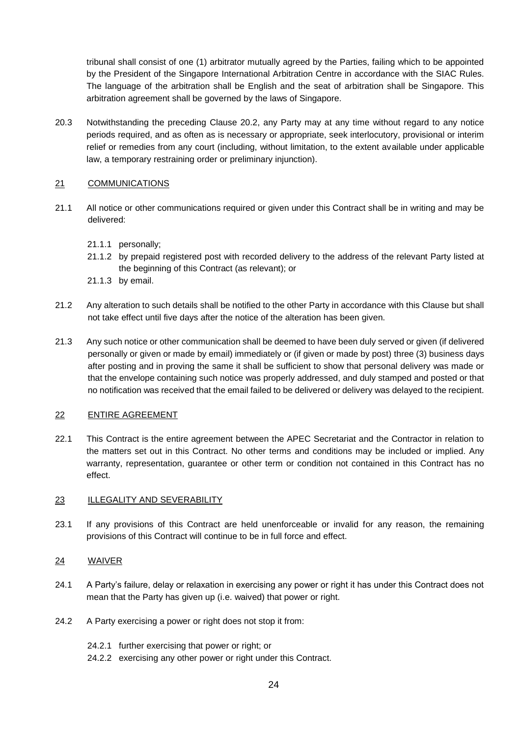tribunal shall consist of one (1) arbitrator mutually agreed by the Parties, failing which to be appointed by the President of the Singapore International Arbitration Centre in accordance with the SIAC Rules. The language of the arbitration shall be English and the seat of arbitration shall be Singapore. This arbitration agreement shall be governed by the laws of Singapore.

20.3 Notwithstanding the preceding Clause 20.2, any Party may at any time without regard to any notice periods required, and as often as is necessary or appropriate, seek interlocutory, provisional or interim relief or remedies from any court (including, without limitation, to the extent available under applicable law, a temporary restraining order or preliminary injunction).

## 21 COMMUNICATIONS

21.1 All notice or other communications required or given under this Contract shall be in writing and may be delivered:

- 21.1.1 personally;
- 21.1.2 by prepaid registered post with recorded delivery to the address of the relevant Party listed at the beginning of this Contract (as relevant); or
- 21.1.3 by email.

21.2 Any alteration to such details shall be notified to the other Party in accordance with this Clause but shall not take effect until five days after the notice of the alteration has been given.

21.3 Any such notice or other communication shall be deemed to have been duly served or given (if delivered personally or given or made by email) immediately or (if given or made by post) three (3) business days after posting and in proving the same it shall be sufficient to show that personal delivery was made or that the envelope containing such notice was properly addressed, and duly stamped and posted or that no notification was received that the email failed to be delivered or delivery was delayed to the recipient.

## 22 ENTIRE AGREEMENT

22.1 This Contract is the entire agreement between the APEC Secretariat and the Contractor in relation to the matters set out in this Contract. No other terms and conditions may be included or implied. Any warranty, representation, guarantee or other term or condition not contained in this Contract has no effect.

## 23 ILLEGALITY AND SEVERABILITY

23.1 If any provisions of this Contract are held unenforceable or invalid for any reason, the remaining provisions of this Contract will continue to be in full force and effect.

## 24 WAIVER

24.1 A Party's failure, delay or relaxation in exercising any power or right it has under this Contract does not mean that the Party has given up (i.e. waived) that power or right.

24.2 A Party exercising a power or right does not stop it from:

- 24.2.1 further exercising that power or right; or
- 24.2.2 exercising any other power or right under this Contract.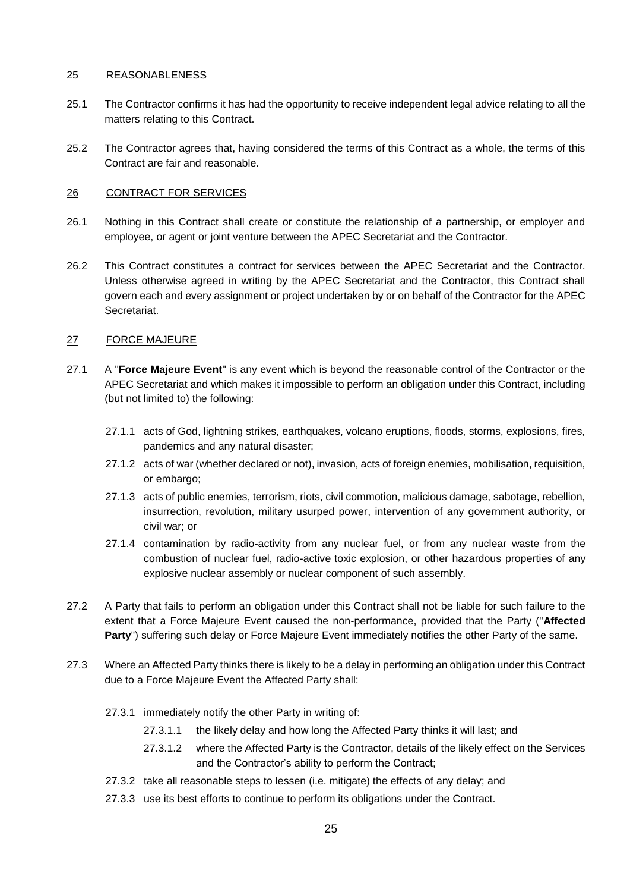## 25 REASONABLENESS

25.1 The Contractor confirms it has had the opportunity to receive independent legal advice relating to all the matters relating to this Contract.

25.2 The Contractor agrees that, having considered the terms of this Contract as a whole, the terms of this Contract are fair and reasonable.

## 26 CONTRACT FOR SERVICES

26.1 Nothing in this Contract shall create or constitute the relationship of a partnership, or employer and employee, or agent or joint venture between the APEC Secretariat and the Contractor.

26.2 This Contract constitutes a contract for services between the APEC Secretariat and the Contractor. Unless otherwise agreed in writing by the APEC Secretariat and the Contractor, this Contract shall govern each and every assignment or project undertaken by or on behalf of the Contractor for the APEC Secretariat.

## 27 FORCE MAJEURE

27.1 A "**Force Majeure Event**" is any event which is beyond the reasonable control of the Contractor or the APEC Secretariat and which makes it impossible to perform an obligation under this Contract, including (but not limited to) the following:

- 27.1.1 acts of God, lightning strikes, earthquakes, volcano eruptions, floods, storms, explosions, fires, pandemics and any natural disaster;
- 27.1.2 acts of war (whether declared or not), invasion, acts of foreign enemies, mobilisation, requisition, or embargo;
- 27.1.3 acts of public enemies, terrorism, riots, civil commotion, malicious damage, sabotage, rebellion, insurrection, revolution, military usurped power, intervention of any government authority, or civil war; or
- 27.1.4 contamination by radio-activity from any nuclear fuel, or from any nuclear waste from the combustion of nuclear fuel, radio-active toxic explosion, or other hazardous properties of any explosive nuclear assembly or nuclear component of such assembly.

27.2 A Party that fails to perform an obligation under this Contract shall not be liable for such failure to the extent that a Force Majeure Event caused the non-performance, provided that the Party ("**Affected Party**") suffering such delay or Force Majeure Event immediately notifies the other Party of the same.

27.3 Where an Affected Party thinks there is likely to be a delay in performing an obligation under this Contract due to a Force Majeure Event the Affected Party shall:

- 27.3.1 immediately notify the other Party in writing of:
  - 27.3.1.1 the likely delay and how long the Affected Party thinks it will last; and
  - 27.3.1.2 where the Affected Party is the Contractor, details of the likely effect on the Services and the Contractor's ability to perform the Contract;
- 27.3.2 take all reasonable steps to lessen (i.e. mitigate) the effects of any delay; and
- 27.3.3 use its best efforts to continue to perform its obligations under the Contract.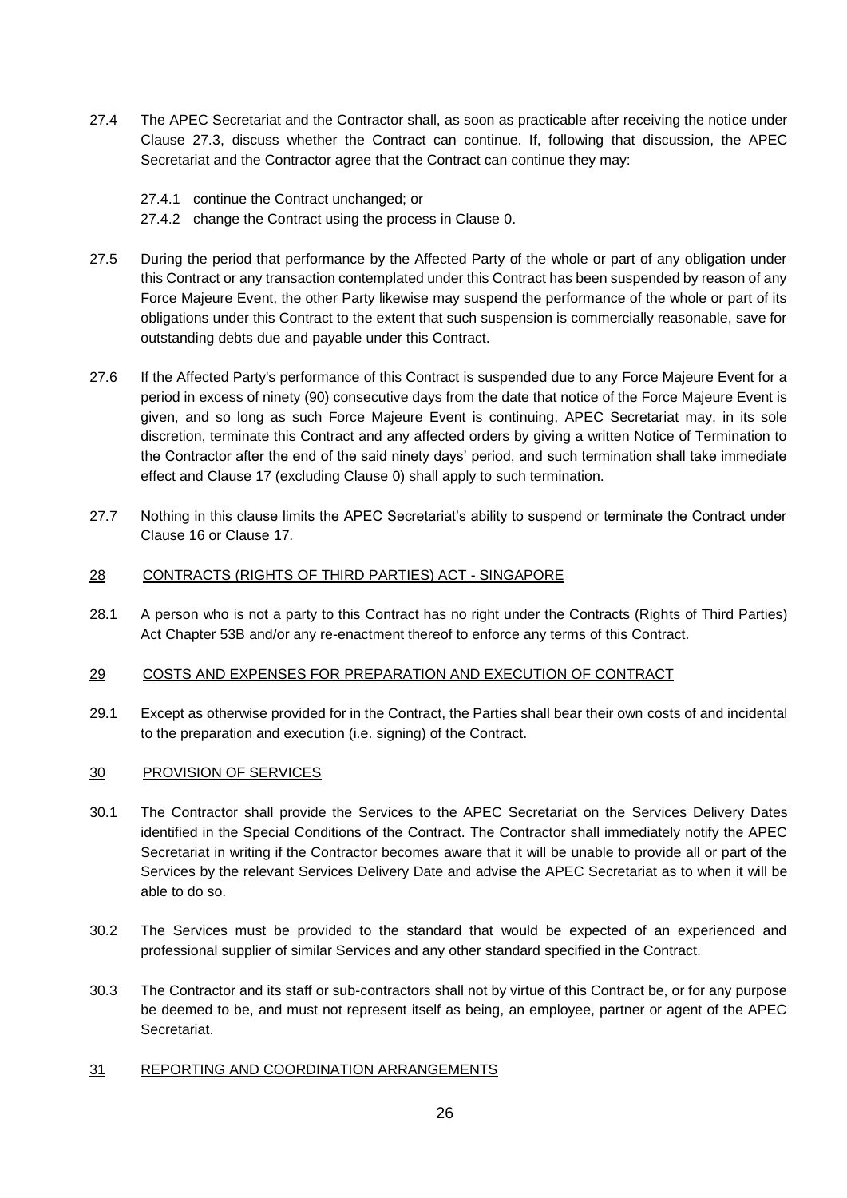27.4 The APEC Secretariat and the Contractor shall, as soon as practicable after receiving the notice under Clause 27.3, discuss whether the Contract can continue. If, following that discussion, the APEC Secretariat and the Contractor agree that the Contract can continue they may:

27.4.1 continue the Contract unchanged; or

27.4.2 change the Contract using the process in Clause 0.

27.5 During the period that performance by the Affected Party of the whole or part of any obligation under this Contract or any transaction contemplated under this Contract has been suspended by reason of any Force Majeure Event, the other Party likewise may suspend the performance of the whole or part of its obligations under this Contract to the extent that such suspension is commercially reasonable, save for outstanding debts due and payable under this Contract.

27.6 If the Affected Party's performance of this Contract is suspended due to any Force Majeure Event for a period in excess of ninety (90) consecutive days from the date that notice of the Force Majeure Event is given, and so long as such Force Majeure Event is continuing, APEC Secretariat may, in its sole discretion, terminate this Contract and any affected orders by giving a written Notice of Termination to the Contractor after the end of the said ninety days' period, and such termination shall take immediate effect and Clause 17 (excluding Clause 0) shall apply to such termination.

27.7 Nothing in this clause limits the APEC Secretariat's ability to suspend or terminate the Contract under Clause 16 or Clause 17.

## 28 CONTRACTS (RIGHTS OF THIRD PARTIES) ACT - SINGAPORE

28.1 A person who is not a party to this Contract has no right under the Contracts (Rights of Third Parties) Act Chapter 53B and/or any re-enactment thereof to enforce any terms of this Contract.

## 29 COSTS AND EXPENSES FOR PREPARATION AND EXECUTION OF CONTRACT

29.1 Except as otherwise provided for in the Contract, the Parties shall bear their own costs of and incidental to the preparation and execution (i.e. signing) of the Contract.

## 30 PROVISION OF SERVICES

30.1 The Contractor shall provide the Services to the APEC Secretariat on the Services Delivery Dates identified in the Special Conditions of the Contract. The Contractor shall immediately notify the APEC Secretariat in writing if the Contractor becomes aware that it will be unable to provide all or part of the Services by the relevant Services Delivery Date and advise the APEC Secretariat as to when it will be able to do so.

30.2 The Services must be provided to the standard that would be expected of an experienced and professional supplier of similar Services and any other standard specified in the Contract.

30.3 The Contractor and its staff or sub-contractors shall not by virtue of this Contract be, or for any purpose be deemed to be, and must not represent itself as being, an employee, partner or agent of the APEC Secretariat.

## 31 REPORTING AND COORDINATION ARRANGEMENTS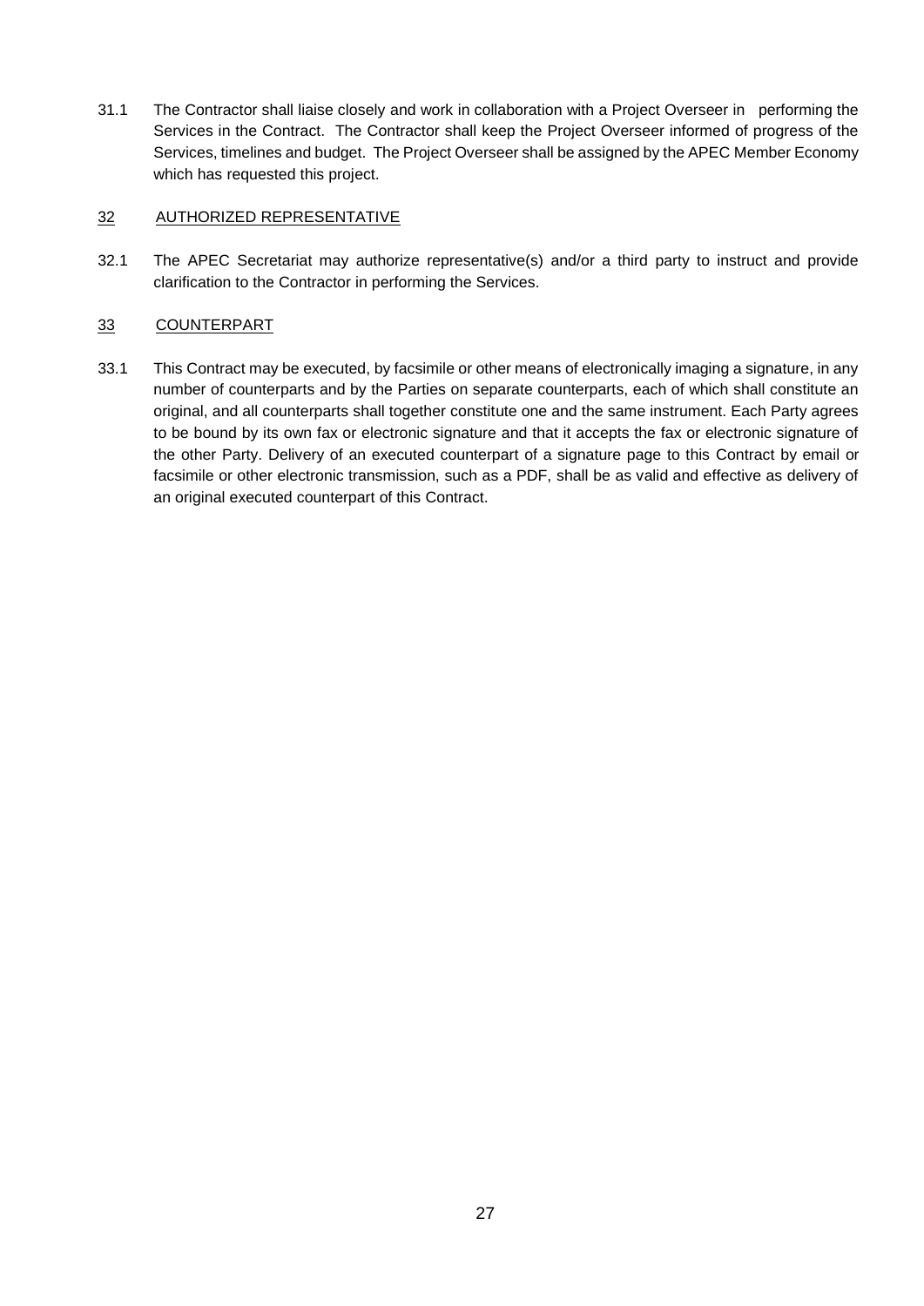31.1 The Contractor shall liaise closely and work in collaboration with a Project Overseer in performing the Services in the Contract. The Contractor shall keep the Project Overseer informed of progress of the Services, timelines and budget. The Project Overseer shall be assigned by the APEC Member Economy which has requested this project.

## 32 AUTHORIZED REPRESENTATIVE

32.1 The APEC Secretariat may authorize representative(s) and/or a third party to instruct and provide clarification to the Contractor in performing the Services.

## 33 COUNTERPART

33.1 This Contract may be executed, by facsimile or other means of electronically imaging a signature, in any number of counterparts and by the Parties on separate counterparts, each of which shall constitute an original, and all counterparts shall together constitute one and the same instrument. Each Party agrees to be bound by its own fax or electronic signature and that it accepts the fax or electronic signature of the other Party. Delivery of an executed counterpart of a signature page to this Contract by email or facsimile or other electronic transmission, such as a PDF, shall be as valid and effective as delivery of an original executed counterpart of this Contract.